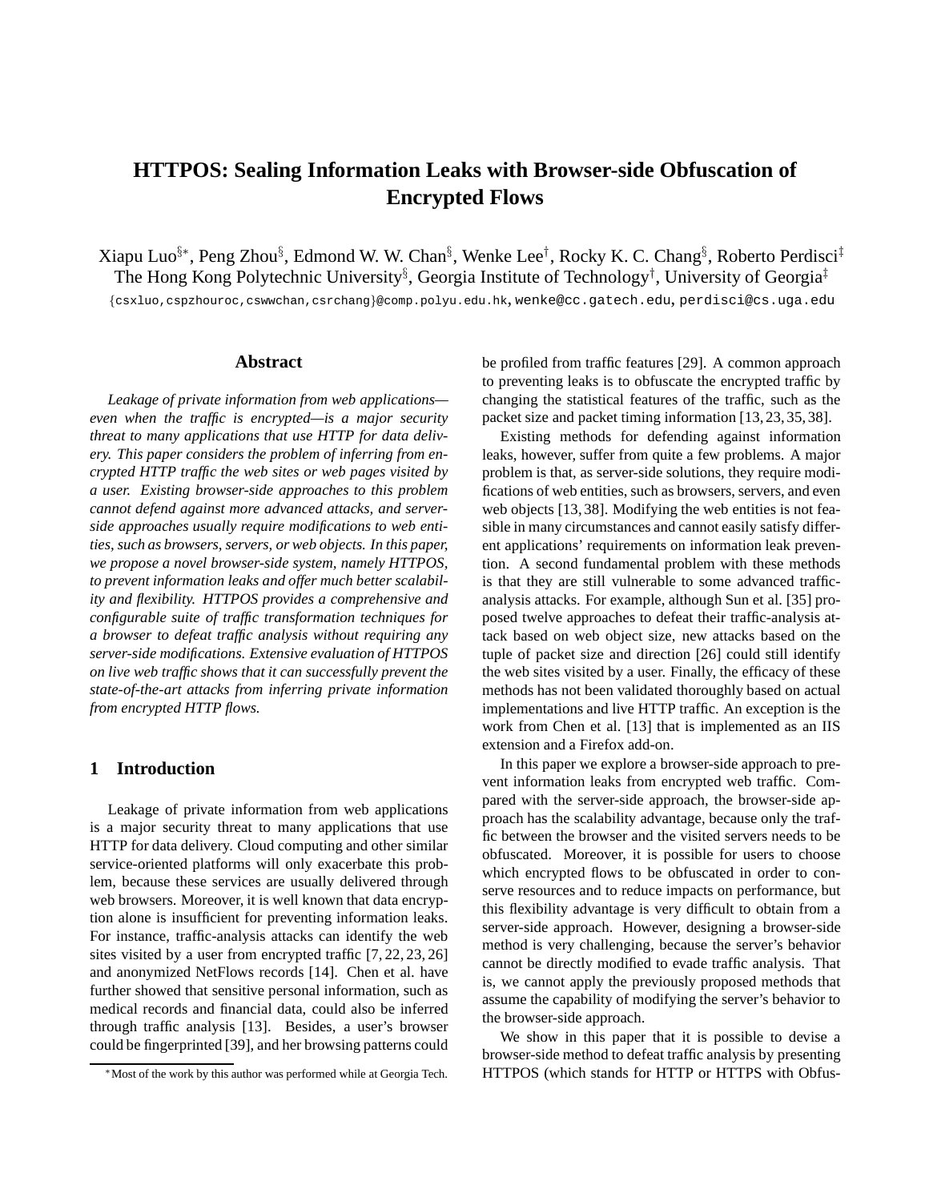# HTTPOS: Sealing Information Leaks with Browser-side Obfuscation of Encrypted Flows

Xiapu Luo[§*], Peng Zhou[§], Edmond W. W. Chan[§], Wenke Lee[†], Rocky K. C. Chang[§], Roberto Perdisci[‡]
The Hong Kong Polytechnic University[§], Georgia Institute of Technology[†], University of Georgia[‡]

{csxluo,cspzhouroc,cswwchan,csrchang}@comp.polyu.edu.hk, wenke@cc.gatech.edu, perdisci@cs.uga.edu

## Abstract

*Leakage of private information from web applications—even when the traffic is encrypted—is a major security threat to many applications that use HTTP for data delivery. This paper considers the problem of inferring from encrypted HTTP traffic the web sites or web pages visited by a user. Existing browser-side approaches to this problem cannot defend against more advanced attacks, and server-side approaches usually require modifications to web entities, such as browsers, servers, or web objects. In this paper, we propose a novel browser-side system, namely HTTPOS, to prevent information leaks and offer much better scalability and flexibility. HTTPOS provides a comprehensive and configurable suite of traffic transformation techniques for a browser to defeat traffic analysis without requiring any server-side modifications. Extensive evaluation of HTTPOS on live web traffic shows that it can successfully prevent the state-of-the-art attacks from inferring private information from encrypted HTTP flows.*

## 1 Introduction

Leakage of private information from web applications is a major security threat to many applications that use HTTP for data delivery. Cloud computing and other similar service-oriented platforms will only exacerbate this problem, because these services are usually delivered through web browsers. Moreover, it is well known that data encryption alone is insufficient for preventing information leaks. For instance, traffic-analysis attacks can identify the web sites visited by a user from encrypted traffic [7, 22, 23, 26] and anonymized NetFlows records [14]. Chen et al. have further showed that sensitive personal information, such as medical records and financial data, could also be inferred through traffic analysis [13]. Besides, a user's browser could be fingerprinted [39], and her browsing patterns could be profiled from traffic features [29]. A common approach to preventing leaks is to obfuscate the encrypted traffic by changing the statistical features of the traffic, such as the packet size and packet timing information [13, 23, 35, 38].

Existing methods for defending against information leaks, however, suffer from quite a few problems. A major problem is that, as server-side solutions, they require modifications of web entities, such as browsers, servers, and even web objects [13, 38]. Modifying the web entities is not feasible in many circumstances and cannot easily satisfy different applications' requirements on information leak prevention. A second fundamental problem with these methods is that they are still vulnerable to some advanced traffic-analysis attacks. For example, although Sun et al. [35] proposed twelve approaches to defeat their traffic-analysis attack based on web object size, new attacks based on the tuple of packet size and direction [26] could still identify the web sites visited by a user. Finally, the efficacy of these methods has not been validated thoroughly based on actual implementations and live HTTP traffic. An exception is the work from Chen et al. [13] that is implemented as an IIS extension and a Firefox add-on.

In this paper we explore a browser-side approach to prevent information leaks from encrypted web traffic. Compared with the server-side approach, the browser-side approach has the scalability advantage, because only the traffic between the browser and the visited servers needs to be obfuscated. Moreover, it is possible for users to choose which encrypted flows to be obfuscated in order to conserve resources and to reduce impacts on performance, but this flexibility advantage is very difficult to obtain from a server-side approach. However, designing a browser-side method is very challenging, because the server's behavior cannot be directly modified to evade traffic analysis. That is, we cannot apply the previously proposed methods that assume the capability of modifying the server's behavior to the browser-side approach.

We show in this paper that it is possible to devise a browser-side method to defeat traffic analysis by presenting HTTPOS (which stands for HTTP or HTTPS with Obfus-

*Most of the work by this author was performed while at Georgia Tech.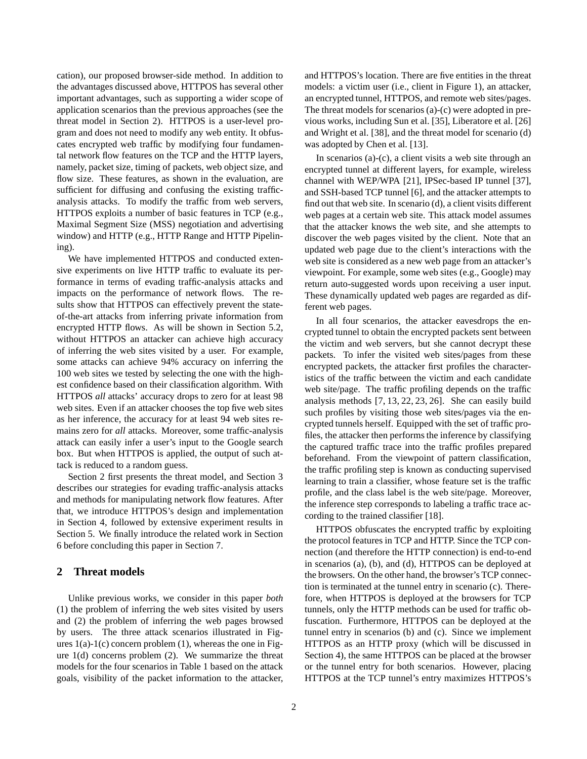cation), our proposed browser-side method. In addition to the advantages discussed above, HTTPOS has several other important advantages, such as supporting a wider scope of application scenarios than the previous approaches (see the threat model in Section 2). HTTPOS is a user-level program and does not need to modify any web entity. It obfuscates encrypted web traffic by modifying four fundamental network flow features on the TCP and the HTTP layers, namely, packet size, timing of packets, web object size, and flow size. These features, as shown in the evaluation, are sufficient for diffusing and confusing the existing traffic-analysis attacks. To modify the traffic from web servers, HTTPOS exploits a number of basic features in TCP (e.g., Maximal Segment Size (MSS) negotiation and advertising window) and HTTP (e.g., HTTP Range and HTTP Pipelining).

We have implemented HTTPOS and conducted extensive experiments on live HTTP traffic to evaluate its performance in terms of evading traffic-analysis attacks and impacts on the performance of network flows. The results show that HTTPOS can effectively prevent the state-of-the-art attacks from inferring private information from encrypted HTTP flows. As will be shown in Section 5.2, without HTTPOS an attacker can achieve high accuracy of inferring the web sites visited by a user. For example, some attacks can achieve 94% accuracy on inferring the 100 web sites we tested by selecting the one with the highest confidence based on their classification algorithm. With HTTPOS *all* attacks' accuracy drops to zero for at least 98 web sites. Even if an attacker chooses the top five web sites as her inference, the accuracy for at least 94 web sites remains zero for *all* attacks. Moreover, some traffic-analysis attack can easily infer a user's input to the Google search box. But when HTTPOS is applied, the output of such attack is reduced to a random guess.

Section 2 first presents the threat model, and Section 3 describes our strategies for evading traffic-analysis attacks and methods for manipulating network flow features. After that, we introduce HTTPOS's design and implementation in Section 4, followed by extensive experiment results in Section 5. We finally introduce the related work in Section 6 before concluding this paper in Section 7.

## 2 Threat models

Unlike previous works, we consider in this paper *both* (1) the problem of inferring the web sites visited by users and (2) the problem of inferring the web pages browsed by users. The three attack scenarios illustrated in Figures 1(a)-1(c) concern problem (1), whereas the one in Figure 1(d) concerns problem (2). We summarize the threat models for the four scenarios in Table 1 based on the attack goals, visibility of the packet information to the attacker, and HTTPOS's location. There are five entities in the threat models: a victim user (i.e., client in Figure 1), an attacker, an encrypted tunnel, HTTPOS, and remote web sites/pages. The threat models for scenarios (a)-(c) were adopted in previous works, including Sun et al. [35], Liberatore et al. [26] and Wright et al. [38], and the threat model for scenario (d) was adopted by Chen et al. [13].

In scenarios (a)-(c), a client visits a web site through an encrypted tunnel at different layers, for example, wireless channel with WEP/WPA [21], IPSec-based IP tunnel [37], and SSH-based TCP tunnel [6], and the attacker attempts to find out that web site. In scenario (d), a client visits different web pages at a certain web site. This attack model assumes that the attacker knows the web site, and she attempts to discover the web pages visited by the client. Note that an updated web page due to the client's interactions with the web site is considered as a new web page from an attacker's viewpoint. For example, some web sites (e.g., Google) may return auto-suggested words upon receiving a user input. These dynamically updated web pages are regarded as different web pages.

In all four scenarios, the attacker eavesdrops the encrypted tunnel to obtain the encrypted packets sent between the victim and web servers, but she cannot decrypt these packets. To infer the visited web sites/pages from these encrypted packets, the attacker first profiles the characteristics of the traffic between the victim and each candidate web site/page. The traffic profiling depends on the traffic analysis methods [7, 13, 22, 23, 26]. She can easily build such profiles by visiting those web sites/pages via the encrypted tunnels herself. Equipped with the set of traffic profiles, the attacker then performs the inference by classifying the captured traffic trace into the traffic profiles prepared beforehand. From the viewpoint of pattern classification, the traffic profiling step is known as conducting supervised learning to train a classifier, whose feature set is the traffic profile, and the class label is the web site/page. Moreover, the inference step corresponds to labeling a traffic trace according to the trained classifier [18].

HTTPOS obfuscates the encrypted traffic by exploiting the protocol features in TCP and HTTP. Since the TCP connection (and therefore the HTTP connection) is end-to-end in scenarios (a), (b), and (d), HTTPOS can be deployed at the browsers. On the other hand, the browser's TCP connection is terminated at the tunnel entry in scenario (c). Therefore, when HTTPOS is deployed at the browsers for TCP tunnels, only the HTTP methods can be used for traffic obfuscation. Furthermore, HTTPOS can be deployed at the tunnel entry in scenarios (b) and (c). Since we implement HTTPOS as an HTTP proxy (which will be discussed in Section 4), the same HTTPOS can be placed at the browser or the tunnel entry for both scenarios. However, placing HTTPOS at the TCP tunnel's entry maximizes HTTPOS's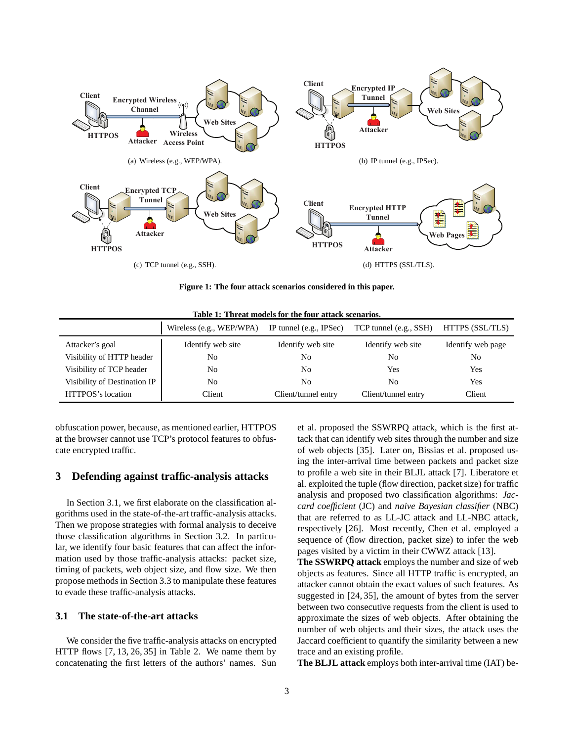(a) Wireless (e.g., WEP/WPA).

(b) IP tunnel (e.g., IPSec).

(c) TCP tunnel (e.g., SSH).

(d) HTTPS (SSL/TLS).

**Figure 1: The four attack scenarios considered in this paper.**

**Table 1: Threat models for the four attack scenarios.**

| | Wireless (e.g., WEP/WPA) | IP tunnel (e.g., IPSec) | TCP tunnel (e.g., SSH) | HTTPS (SSL/TLS) |
|---|---|---|---|---|
| Attacker's goal | Identify web site | Identify web site | Identify web site | Identify web page |
| Visibility of HTTP header | No | No | No | No |
| Visibility of TCP header | No | No | Yes | Yes |
| Visibility of Destination IP | No | No | No | Yes |
| HTTPOS's location | Client | Client/tunnel entry | Client/tunnel entry | Client |

obfuscation power, because, as mentioned earlier, HTTPOS at the browser cannot use TCP's protocol features to obfuscate encrypted traffic.

## 3 Defending against traffic-analysis attacks

In Section 3.1, we first elaborate on the classification algorithms used in the state-of-the-art traffic-analysis attacks. Then we propose strategies with formal analysis to deceive those classification algorithms in Section 3.2. In particular, we identify four basic features that can affect the information used by those traffic-analysis attacks: packet size, timing of packets, web object size, and flow size. We then propose methods in Section 3.3 to manipulate these features to evade these traffic-analysis attacks.

### 3.1 The state-of-the-art attacks

We consider the five traffic-analysis attacks on encrypted HTTP flows [7, 13, 26, 35] in Table 2. We name them by concatenating the first letters of the authors' names. Sun et al. proposed the SSWRPQ attack, which is the first attack that can identify web sites through the number and size of web objects [35]. Later on, Bissias et al. proposed using the inter-arrival time between packets and packet size to profile a web site in their BLJL attack [7]. Liberatore et al. exploited the tuple (flow direction, packet size) for traffic analysis and proposed two classification algorithms: *Jaccard coefficient* (JC) and *naive Bayesian classifier* (NBC) that are referred to as LL-JC attack and LL-NBC attack, respectively [26]. Most recently, Chen et al. employed a sequence of (flow direction, packet size) to infer the web pages visited by a victim in their CWWZ attack [13].

**The SSWRPQ attack** employs the number and size of web objects as features. Since all HTTP traffic is encrypted, an attacker cannot obtain the exact values of such features. As suggested in [24, 35], the amount of bytes from the server between two consecutive requests from the client is used to approximate the sizes of web objects. After obtaining the number of web objects and their sizes, the attack uses the Jaccard coefficient to quantify the similarity between a new trace and an existing profile.

**The BLJL attack** employs both inter-arrival time (IAT) be-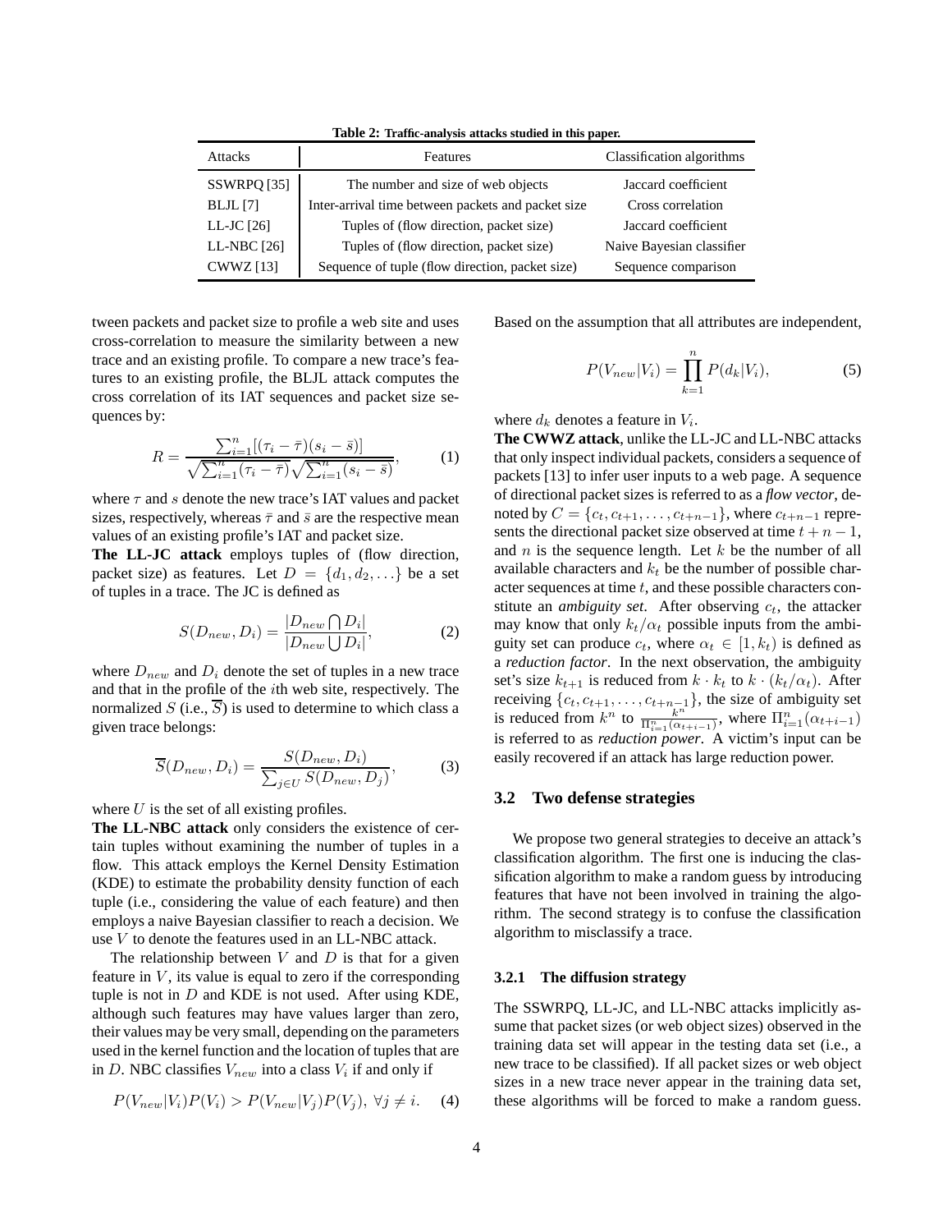**Table 2: Traffic-analysis attacks studied in this paper.**

| Attacks | Features | Classification algorithms |
|---|---|---|
| SSWRPQ [35] | The number and size of web objects | Jaccard coefficient |
| BLJL [7] | Inter-arrival time between packets and packet size | Cross correlation |
| LL-JC [26] | Tuples of (flow direction, packet size) | Jaccard coefficient |
| LL-NBC [26] | Tuples of (flow direction, packet size) | Naive Bayesian classifier |
| CWWZ [13] | Sequence of tuple (flow direction, packet size) | Sequence comparison |

tween packets and packet size to profile a web site and uses cross-correlation to measure the similarity between a new trace and an existing profile. To compare a new trace's features to an existing profile, the BLJL attack computes the cross correlation of its IAT sequences and packet size sequences by:

$$R = \frac{\sum_{i=1}^{n}[(\tau_i - \bar{\tau})(s_i - \bar{s})]}{\sqrt{\sum_{i=1}^{n}(\tau_i - \bar{\tau})}\sqrt{\sum_{i=1}^{n}(s_i - \bar{s})}}, \quad (1)$$

where $\tau$ and $s$ denote the new trace's IAT values and packet sizes, respectively, whereas $\bar{\tau}$ and $\bar{s}$ are the respective mean values of an existing profile's IAT and packet size.

**The LL-JC attack** employs tuples of (flow direction, packet size) as features. Let $D = \{d_1, d_2, \ldots\}$ be a set of tuples in a trace. The JC is defined as

$$S(D_{new}, D_i) = \frac{|D_{new} \bigcap D_i|}{|D_{new} \bigcup D_i|}, \quad (2)$$

where $D_{new}$ and $D_i$ denote the set of tuples in a new trace and that in the profile of the $i$th web site, respectively. The normalized $S$ (i.e., $\overline{S}$) is used to determine to which class a given trace belongs:

$$\overline{S}(D_{new}, D_i) = \frac{S(D_{new}, D_i)}{\sum_{j \in U} S(D_{new}, D_j)}, \quad (3)$$

where $U$ is the set of all existing profiles.

**The LL-NBC attack** only considers the existence of certain tuples without examining the number of tuples in a flow. This attack employs the Kernel Density Estimation (KDE) to estimate the probability density function of each tuple (i.e., considering the value of each feature) and then employs a naive Bayesian classifier to reach a decision. We use $V$ to denote the features used in an LL-NBC attack.

The relationship between $V$ and $D$ is that for a given feature in $V$, its value is equal to zero if the corresponding tuple is not in $D$ and KDE is not used. After using KDE, although such features may have values larger than zero, their values may be very small, depending on the parameters used in the kernel function and the location of tuples that are in $D$. NBC classifies $V_{new}$ into a class $V_i$ if and only if

$$P(V_{new}|V_i)P(V_i) > P(V_{new}|V_j)P(V_j), \; \forall j \neq i. \quad (4)$$

Based on the assumption that all attributes are independent,

$$P(V_{new}|V_i) = \prod_{k=1}^{n} P(d_k|V_i), \quad (5)$$

where $d_k$ denotes a feature in $V_i$.

**The CWWZ attack**, unlike the LL-JC and LL-NBC attacks that only inspect individual packets, considers a sequence of packets [13] to infer user inputs to a web page. A sequence of directional packet sizes is referred to as a *flow vector*, denoted by $C = \{c_t, c_{t+1}, \ldots, c_{t+n-1}\}$, where $c_{t+n-1}$ represents the directional packet size observed at time $t + n - 1$, and $n$ is the sequence length. Let $k$ be the number of all available characters and $k_t$ be the number of possible character sequences at time $t$, and these possible characters constitute an *ambiguity set*. After observing $c_t$, the attacker may know that only $k_t/\alpha_t$ possible inputs from the ambiguity set can produce $c_t$, where $\alpha_t \in [1, k_t)$ is defined as a *reduction factor*. In the next observation, the ambiguity set's size $k_{t+1}$ is reduced from $k \cdot k_t$ to $k \cdot (k_t/\alpha_t)$. After receiving $\{c_t, c_{t+1}, \ldots, c_{t+n-1}\}$, the size of ambiguity set is reduced from $k^n$ to $\frac{k^n}{\Pi_{i=1}^{n}(\alpha_{t+i-1})}$, where $\Pi_{i=1}^{n}(\alpha_{t+i-1})$ is referred to as *reduction power*. A victim's input can be easily recovered if an attack has large reduction power.

### 3.2 Two defense strategies

We propose two general strategies to deceive an attack's classification algorithm. The first one is inducing the classification algorithm to make a random guess by introducing features that have not been involved in training the algorithm. The second strategy is to confuse the classification algorithm to misclassify a trace.

#### 3.2.1 The diffusion strategy

The SSWRPQ, LL-JC, and LL-NBC attacks implicitly assume that packet sizes (or web object sizes) observed in the training data set will appear in the testing data set (i.e., a new trace to be classified). If all packet sizes or web object sizes in a new trace never appear in the training data set, these algorithms will be forced to make a random guess.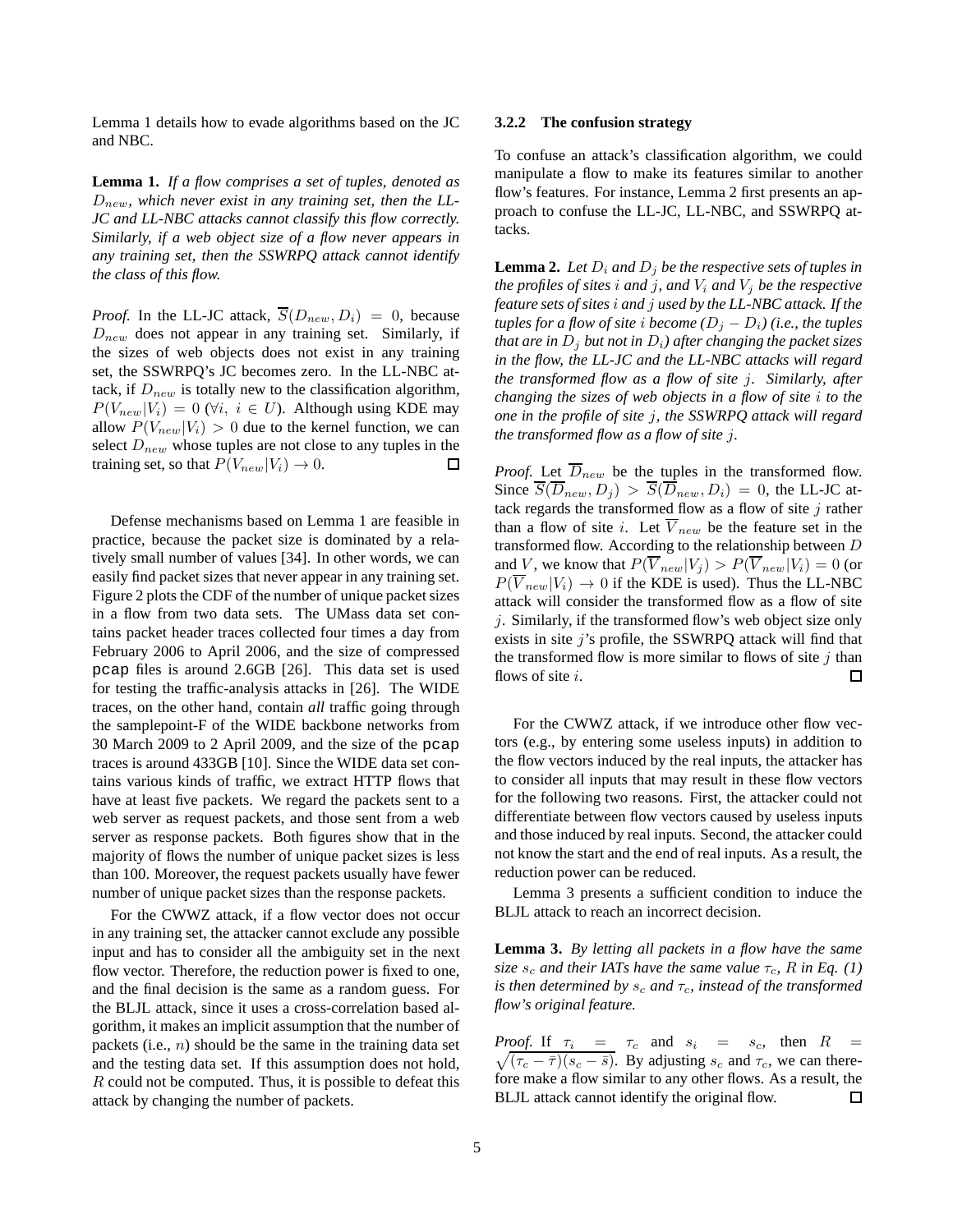Lemma 1 details how to evade algorithms based on the JC and NBC.

**Lemma 1.** *If a flow comprises a set of tuples, denoted as $D_{new}$, which never exist in any training set, then the LL-JC and LL-NBC attacks cannot classify this flow correctly. Similarly, if a web object size of a flow never appears in any training set, then the SSWRPQ attack cannot identify the class of this flow.*

*Proof.* In the LL-JC attack, $\overline{S}(D_{new}, D_i) = 0$, because $D_{new}$ does not appear in any training set. Similarly, if the sizes of web objects does not exist in any training set, the SSWRPQ's JC becomes zero. In the LL-NBC attack, if $D_{new}$ is totally new to the classification algorithm, $P(V_{new}|V_i) = 0$ ($\forall i,\ i \in U$). Although using KDE may allow $P(V_{new}|V_i) > 0$ due to the kernel function, we can select $D_{new}$ whose tuples are not close to any tuples in the training set, so that $P(V_{new}|V_i) \to 0$. $\square$

Defense mechanisms based on Lemma 1 are feasible in practice, because the packet size is dominated by a relatively small number of values [34]. In other words, we can easily find packet sizes that never appear in any training set. Figure 2 plots the CDF of the number of unique packet sizes in a flow from two data sets. The UMass data set contains packet header traces collected four times a day from February 2006 to April 2006, and the size of compressed `pcap` files is around 2.6GB [26]. This data set is used for testing the traffic-analysis attacks in [26]. The WIDE traces, on the other hand, contain *all* traffic going through the samplepoint-F of the WIDE backbone networks from 30 March 2009 to 2 April 2009, and the size of the `pcap` traces is around 433GB [10]. Since the WIDE data set contains various kinds of traffic, we extract HTTP flows that have at least five packets. We regard the packets sent to a web server as request packets, and those sent from a web server as response packets. Both figures show that in the majority of flows the number of unique packet sizes is less than 100. Moreover, the request packets usually have fewer number of unique packet sizes than the response packets.

For the CWWZ attack, if a flow vector does not occur in any training set, the attacker cannot exclude any possible input and has to consider all the ambiguity set in the next flow vector. Therefore, the reduction power is fixed to one, and the final decision is the same as a random guess. For the BLJL attack, since it uses a cross-correlation based algorithm, it makes an implicit assumption that the number of packets (i.e., $n$) should be the same in the training data set and the testing data set. If this assumption does not hold, $R$ could not be computed. Thus, it is possible to defeat this attack by changing the number of packets.

#### 3.2.2 The confusion strategy

To confuse an attack's classification algorithm, we could manipulate a flow to make its features similar to another flow's features. For instance, Lemma 2 first presents an approach to confuse the LL-JC, LL-NBC, and SSWRPQ attacks.

**Lemma 2.** *Let $D_i$ and $D_j$ be the respective sets of tuples in the profiles of sites $i$ and $j$, and $V_i$ and $V_j$ be the respective feature sets of sites $i$ and $j$ used by the LL-NBC attack. If the tuples for a flow of site $i$ become $(D_j - D_i)$ (i.e., the tuples that are in $D_j$ but not in $D_i$) after changing the packet sizes in the flow, the LL-JC and the LL-NBC attacks will regard the transformed flow as a flow of site $j$. Similarly, after changing the sizes of web objects in a flow of site $i$ to the one in the profile of site $j$, the SSWRPQ attack will regard the transformed flow as a flow of site $j$.*

*Proof.* Let $\overline{D}_{new}$ be the tuples in the transformed flow. Since $\overline{S}(\overline{D}_{new}, D_j) > \overline{S}(\overline{D}_{new}, D_i) = 0$, the LL-JC attack regards the transformed flow as a flow of site $j$ rather than a flow of site $i$. Let $\overline{V}_{new}$ be the feature set in the transformed flow. According to the relationship between $D$ and $V$, we know that $P(\overline{V}_{new}|V_j) > P(\overline{V}_{new}|V_i) = 0$ (or $P(\overline{V}_{new}|V_i) \to 0$ if the KDE is used). Thus the LL-NBC attack will consider the transformed flow as a flow of site $j$. Similarly, if the transformed flow's web object size only exists in site $j$'s profile, the SSWRPQ attack will find that the transformed flow is more similar to flows of site $j$ than flows of site $i$. $\square$

For the CWWZ attack, if we introduce other flow vectors (e.g., by entering some useless inputs) in addition to the flow vectors induced by the real inputs, the attacker has to consider all inputs that may result in these flow vectors for the following two reasons. First, the attacker could not differentiate between flow vectors caused by useless inputs and those induced by real inputs. Second, the attacker could not know the start and the end of real inputs. As a result, the reduction power can be reduced.

Lemma 3 presents a sufficient condition to induce the BLJL attack to reach an incorrect decision.

**Lemma 3.** *By letting all packets in a flow have the same size $s_c$ and their IATs have the same value $\tau_c$, $R$ in Eq. (1) is then determined by $s_c$ and $\tau_c$, instead of the transformed flow's original feature.*

*Proof.* If $\tau_i = \tau_c$ and $s_i = s_c$, then $R = \sqrt{(\tau_c - \bar{\tau})(s_c - \bar{s})}$. By adjusting $s_c$ and $\tau_c$, we can therefore make a flow similar to any other flows. As a result, the BLJL attack cannot identify the original flow. $\square$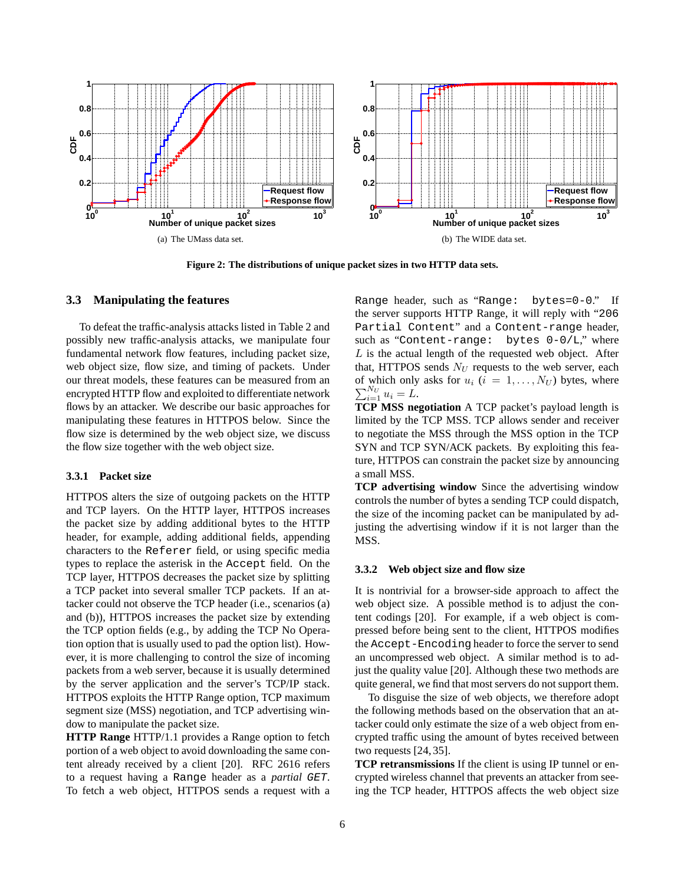(a) The UMass data set.

(b) The WIDE data set.

**Figure 2: The distributions of unique packet sizes in two HTTP data sets.**

### 3.3 Manipulating the features

To defeat the traffic-analysis attacks listed in Table 2 and possibly new traffic-analysis attacks, we manipulate four fundamental network flow features, including packet size, web object size, flow size, and timing of packets. Under our threat models, these features can be measured from an encrypted HTTP flow and exploited to differentiate network flows by an attacker. We describe our basic approaches for manipulating these features in HTTPOS below. Since the flow size is determined by the web object size, we discuss the flow size together with the web object size.

#### 3.3.1 Packet size

HTTPOS alters the size of outgoing packets on the HTTP and TCP layers. On the HTTP layer, HTTPOS increases the packet size by adding additional bytes to the HTTP header, for example, adding additional fields, appending characters to the `Referer` field, or using specific media types to replace the asterisk in the `Accept` field. On the TCP layer, HTTPOS decreases the packet size by splitting a TCP packet into several smaller TCP packets. If an attacker could not observe the TCP header (i.e., scenarios (a) and (b)), HTTPOS increases the packet size by extending the TCP option fields (e.g., by adding the TCP No Operation option that is usually used to pad the option list). However, it is more challenging to control the size of incoming packets from a web server, because it is usually determined by the server application and the server's TCP/IP stack. HTTPOS exploits the HTTP Range option, TCP maximum segment size (MSS) negotiation, and TCP advertising window to manipulate the packet size.

**HTTP Range** HTTP/1.1 provides a Range option to fetch portion of a web object to avoid downloading the same content already received by a client [20]. RFC 2616 refers to a request having a `Range` header as a *partial* `GET`. To fetch a web object, HTTPOS sends a request with a `Range` header, such as "`Range: bytes=0-0`." If the server supports HTTP Range, it will reply with "`206 Partial Content`" and a `Content-range` header, such as "`Content-range: bytes 0-0/L`," where $L$ is the actual length of the requested web object. After that, HTTPOS sends $N_U$ requests to the web server, each of which only asks for $u_i$ ($i = 1, \ldots, N_U$) bytes, where $\sum_{i=1}^{N_U} u_i = L$.

**TCP MSS negotiation** A TCP packet's payload length is limited by the TCP MSS. TCP allows sender and receiver to negotiate the MSS through the MSS option in the TCP SYN and TCP SYN/ACK packets. By exploiting this feature, HTTPOS can constrain the packet size by announcing a small MSS.

**TCP advertising window** Since the advertising window controls the number of bytes a sending TCP could dispatch, the size of the incoming packet can be manipulated by adjusting the advertising window if it is not larger than the MSS.

#### 3.3.2 Web object size and flow size

It is nontrivial for a browser-side approach to affect the web object size. A possible method is to adjust the content codings [20]. For example, if a web object is compressed before being sent to the client, HTTPOS modifies the `Accept-Encoding` header to force the server to send an uncompressed web object. A similar method is to adjust the quality value [20]. Although these two methods are quite general, we find that most servers do not support them.

To disguise the size of web objects, we therefore adopt the following methods based on the observation that an attacker could only estimate the size of a web object from encrypted traffic using the amount of bytes received between two requests [24, 35].

**TCP retransmissions** If the client is using IP tunnel or encrypted wireless channel that prevents an attacker from seeing the TCP header, HTTPOS affects the web object size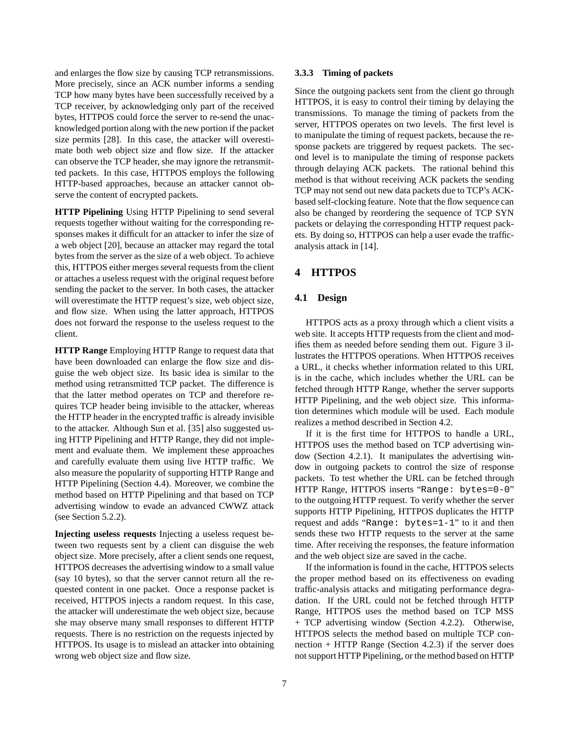and enlarges the flow size by causing TCP retransmissions. More precisely, since an ACK number informs a sending TCP how many bytes have been successfully received by a TCP receiver, by acknowledging only part of the received bytes, HTTPOS could force the server to re-send the unacknowledged portion along with the new portion if the packet size permits [28]. In this case, the attacker will overestimate both web object size and flow size. If the attacker can observe the TCP header, she may ignore the retransmitted packets. In this case, HTTPOS employs the following HTTP-based approaches, because an attacker cannot observe the content of encrypted packets.

**HTTP Pipelining** Using HTTP Pipelining to send several requests together without waiting for the corresponding responses makes it difficult for an attacker to infer the size of a web object [20], because an attacker may regard the total bytes from the server as the size of a web object. To achieve this, HTTPOS either merges several requests from the client or attaches a useless request with the original request before sending the packet to the server. In both cases, the attacker will overestimate the HTTP request's size, web object size, and flow size. When using the latter approach, HTTPOS does not forward the response to the useless request to the client.

**HTTP Range** Employing HTTP Range to request data that have been downloaded can enlarge the flow size and disguise the web object size. Its basic idea is similar to the method using retransmitted TCP packet. The difference is that the latter method operates on TCP and therefore requires TCP header being invisible to the attacker, whereas the HTTP header in the encrypted traffic is already invisible to the attacker. Although Sun et al. [35] also suggested using HTTP Pipelining and HTTP Range, they did not implement and evaluate them. We implement these approaches and carefully evaluate them using live HTTP traffic. We also measure the popularity of supporting HTTP Range and HTTP Pipelining (Section 4.4). Moreover, we combine the method based on HTTP Pipelining and that based on TCP advertising window to evade an advanced CWWZ attack (see Section 5.2.2).

**Injecting useless requests** Injecting a useless request between two requests sent by a client can disguise the web object size. More precisely, after a client sends one request, HTTPOS decreases the advertising window to a small value (say 10 bytes), so that the server cannot return all the requested content in one packet. Once a response packet is received, HTTPOS injects a random request. In this case, the attacker will underestimate the web object size, because she may observe many small responses to different HTTP requests. There is no restriction on the requests injected by HTTPOS. Its usage is to mislead an attacker into obtaining wrong web object size and flow size.

#### 3.3.3 Timing of packets

Since the outgoing packets sent from the client go through HTTPOS, it is easy to control their timing by delaying the transmissions. To manage the timing of packets from the server, HTTPOS operates on two levels. The first level is to manipulate the timing of request packets, because the response packets are triggered by request packets. The second level is to manipulate the timing of response packets through delaying ACK packets. The rational behind this method is that without receiving ACK packets the sending TCP may not send out new data packets due to TCP's ACK-based self-clocking feature. Note that the flow sequence can also be changed by reordering the sequence of TCP SYN packets or delaying the corresponding HTTP request packets. By doing so, HTTPOS can help a user evade the traffic-analysis attack in [14].

## 4 HTTPOS

### 4.1 Design

HTTPOS acts as a proxy through which a client visits a web site. It accepts HTTP requests from the client and modifies them as needed before sending them out. Figure 3 illustrates the HTTPOS operations. When HTTPOS receives a URL, it checks whether information related to this URL is in the cache, which includes whether the URL can be fetched through HTTP Range, whether the server supports HTTP Pipelining, and the web object size. This information determines which module will be used. Each module realizes a method described in Section 4.2.

If it is the first time for HTTPOS to handle a URL, HTTPOS uses the method based on TCP advertising window (Section 4.2.1). It manipulates the advertising window in outgoing packets to control the size of response packets. To test whether the URL can be fetched through HTTP Range, HTTPOS inserts "`Range: bytes=0-0`" to the outgoing HTTP request. To verify whether the server supports HTTP Pipelining, HTTPOS duplicates the HTTP request and adds "`Range: bytes=1-1`" to it and then sends these two HTTP requests to the server at the same time. After receiving the responses, the feature information and the web object size are saved in the cache.

If the information is found in the cache, HTTPOS selects the proper method based on its effectiveness on evading traffic-analysis attacks and mitigating performance degradation. If the URL could not be fetched through HTTP Range, HTTPOS uses the method based on TCP MSS + TCP advertising window (Section 4.2.2). Otherwise, HTTPOS selects the method based on multiple TCP connection + HTTP Range (Section 4.2.3) if the server does not support HTTP Pipelining, or the method based on HTTP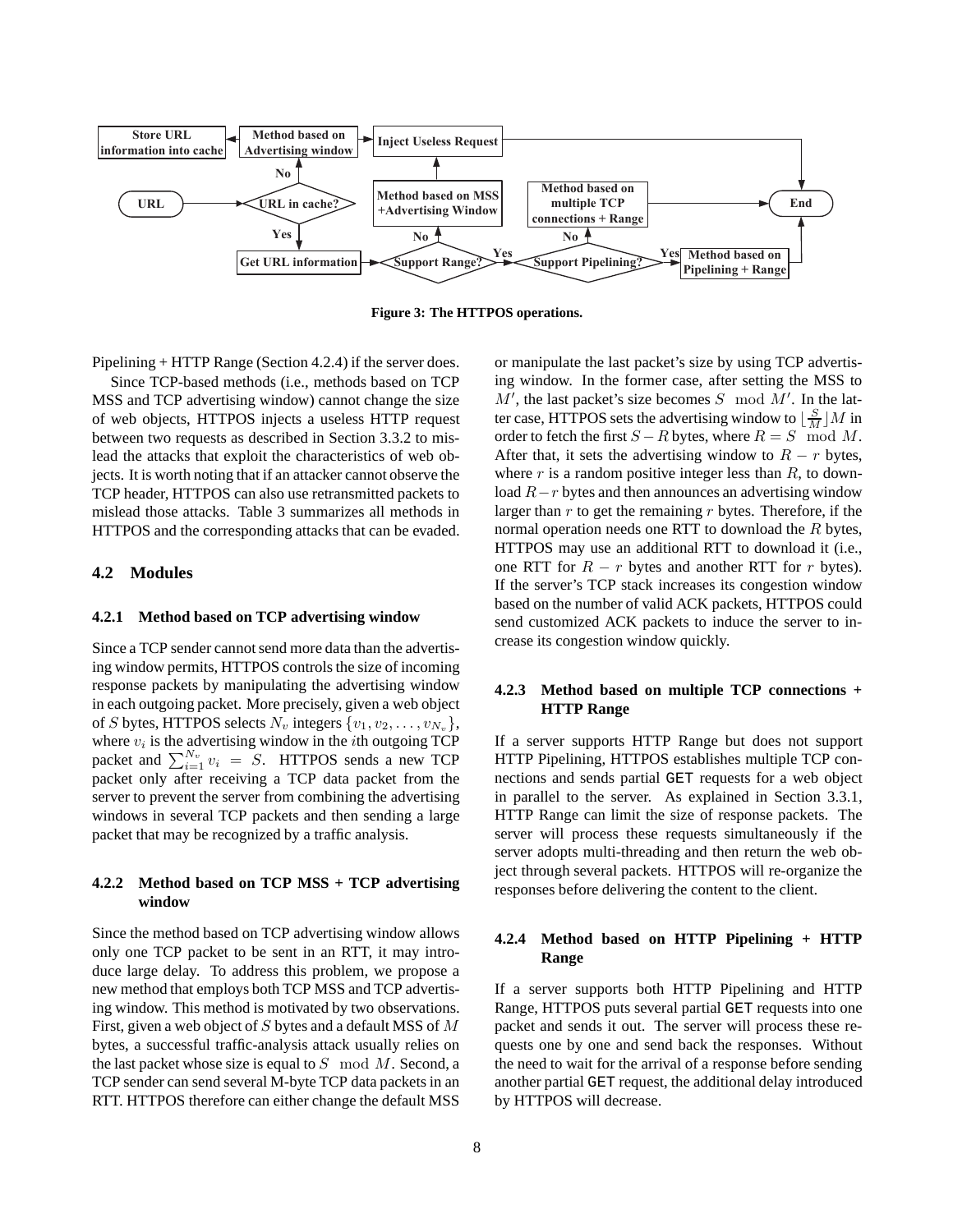Figure 3: The HTTPOS operations.

Pipelining + HTTP Range (Section 4.2.4) if the server does.

Since TCP-based methods (i.e., methods based on TCP MSS and TCP advertising window) cannot change the size of web objects, HTTPOS injects a useless HTTP request between two requests as described in Section 3.3.2 to mislead the attacks that exploit the characteristics of web objects. It is worth noting that if an attacker cannot observe the TCP header, HTTPOS can also use retransmitted packets to mislead those attacks. Table 3 summarizes all methods in HTTPOS and the corresponding attacks that can be evaded.

## 4.2 Modules

### 4.2.1 Method based on TCP advertising window

Since a TCP sender cannot send more data than the advertising window permits, HTTPOS controls the size of incoming response packets by manipulating the advertising window in each outgoing packet. More precisely, given a web object of $S$ bytes, HTTPOS selects $N_v$ integers $\{v_1, v_2, \ldots, v_{N_v}\}$, where $v_i$ is the advertising window in the $i$th outgoing TCP packet and $\sum_{i=1}^{N_v} v_i = S$. HTTPOS sends a new TCP packet only after receiving a TCP data packet from the server to prevent the server from combining the advertising windows in several TCP packets and then sending a large packet that may be recognized by a traffic analysis.

### 4.2.2 Method based on TCP MSS + TCP advertising window

Since the method based on TCP advertising window allows only one TCP packet to be sent in an RTT, it may introduce large delay. To address this problem, we propose a new method that employs both TCP MSS and TCP advertising window. This method is motivated by two observations. First, given a web object of $S$ bytes and a default MSS of $M$ bytes, a successful traffic-analysis attack usually relies on the last packet whose size is equal to $S \mod M$. Second, a TCP sender can send several M-byte TCP data packets in an RTT. HTTPOS therefore can either change the default MSS or manipulate the last packet's size by using TCP advertising window. In the former case, after setting the MSS to $M'$, the last packet's size becomes $S \mod M'$. In the latter case, HTTPOS sets the advertising window to $\lfloor \frac{S}{M} \rfloor M$ in order to fetch the first $S - R$ bytes, where $R = S \mod M$. After that, it sets the advertising window to $R - r$ bytes, where $r$ is a random positive integer less than $R$, to download $R - r$ bytes and then announces an advertising window larger than $r$ to get the remaining $r$ bytes. Therefore, if the normal operation needs one RTT to download the $R$ bytes, HTTPOS may use an additional RTT to download it (i.e., one RTT for $R - r$ bytes and another RTT for $r$ bytes). If the server's TCP stack increases its congestion window based on the number of valid ACK packets, HTTPOS could send customized ACK packets to induce the server to increase its congestion window quickly.

### 4.2.3 Method based on multiple TCP connections + HTTP Range

If a server supports HTTP Range but does not support HTTP Pipelining, HTTPOS establishes multiple TCP connections and sends partial GET requests for a web object in parallel to the server. As explained in Section 3.3.1, HTTP Range can limit the size of response packets. The server will process these requests simultaneously if the server adopts multi-threading and then return the web object through several packets. HTTPOS will re-organize the responses before delivering the content to the client.

### 4.2.4 Method based on HTTP Pipelining + HTTP Range

If a server supports both HTTP Pipelining and HTTP Range, HTTPOS puts several partial GET requests into one packet and sends it out. The server will process these requests one by one and send back the responses. Without the need to wait for the arrival of a response before sending another partial GET request, the additional delay introduced by HTTPOS will decrease.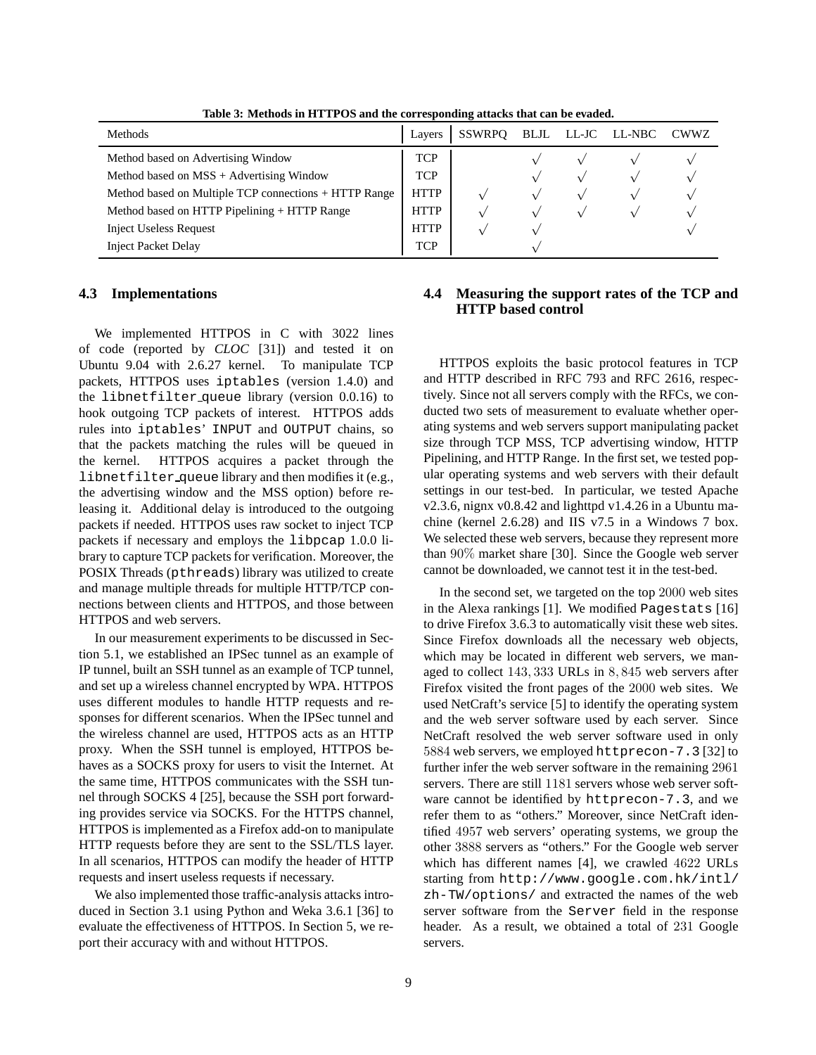**Table 3: Methods in HTTPOS and the corresponding attacks that can be evaded.**

| Methods | Layers | SSWRPQ | BLJL | LL-JC | LL-NBC | CWWZ |
|---|---|---|---|---|---|---|
| Method based on Advertising Window | TCP | | √ | √ | √ | √ |
| Method based on MSS + Advertising Window | TCP | | √ | √ | √ | √ |
| Method based on Multiple TCP connections + HTTP Range | HTTP | √ | √ | √ | √ | √ |
| Method based on HTTP Pipelining + HTTP Range | HTTP | √ | √ | √ | √ | √ |
| Inject Useless Request | HTTP | √ | √ | | | √ |
| Inject Packet Delay | TCP | | √ | | | |

### 4.3 Implementations

We implemented HTTPOS in C with 3022 lines of code (reported by *CLOC* [31]) and tested it on Ubuntu 9.04 with 2.6.27 kernel. To manipulate TCP packets, HTTPOS uses `iptables` (version 1.4.0) and the `libnetfilter_queue` library (version 0.0.16) to hook outgoing TCP packets of interest. HTTPOS adds rules into `iptables`' `INPUT` and `OUTPUT` chains, so that the packets matching the rules will be queued in the kernel. HTTPOS acquires a packet through the `libnetfilter_queue` library and then modifies it (e.g., the advertising window and the MSS option) before releasing it. Additional delay is introduced to the outgoing packets if needed. HTTPOS uses raw socket to inject TCP packets if necessary and employs the `libpcap` 1.0.0 library to capture TCP packets for verification. Moreover, the POSIX Threads (`pthreads`) library was utilized to create and manage multiple threads for multiple HTTP/TCP connections between clients and HTTPOS, and those between HTTPOS and web servers.

In our measurement experiments to be discussed in Section 5.1, we established an IPSec tunnel as an example of IP tunnel, built an SSH tunnel as an example of TCP tunnel, and set up a wireless channel encrypted by WPA. HTTPOS uses different modules to handle HTTP requests and responses for different scenarios. When the IPSec tunnel and the wireless channel are used, HTTPOS acts as an HTTP proxy. When the SSH tunnel is employed, HTTPOS behaves as a SOCKS proxy for users to visit the Internet. At the same time, HTTPOS communicates with the SSH tunnel through SOCKS 4 [25], because the SSH port forwarding provides service via SOCKS. For the HTTPS channel, HTTPOS is implemented as a Firefox add-on to manipulate HTTP requests before they are sent to the SSL/TLS layer. In all scenarios, HTTPOS can modify the header of HTTP requests and insert useless requests if necessary.

We also implemented those traffic-analysis attacks introduced in Section 3.1 using Python and Weka 3.6.1 [36] to evaluate the effectiveness of HTTPOS. In Section 5, we report their accuracy with and without HTTPOS.

### 4.4 Measuring the support rates of the TCP and HTTP based control

HTTPOS exploits the basic protocol features in TCP and HTTP described in RFC 793 and RFC 2616, respectively. Since not all servers comply with the RFCs, we conducted two sets of measurement to evaluate whether operating systems and web servers support manipulating packet size through TCP MSS, TCP advertising window, HTTP Pipelining, and HTTP Range. In the first set, we tested popular operating systems and web servers with their default settings in our test-bed. In particular, we tested Apache v2.3.6, nignx v0.8.42 and lighttpd v1.4.26 in a Ubuntu machine (kernel 2.6.28) and IIS v7.5 in a Windows 7 box. We selected these web servers, because they represent more than $90\%$ market share [30]. Since the Google web server cannot be downloaded, we cannot test it in the test-bed.

In the second set, we targeted on the top $2000$ web sites in the Alexa rankings [1]. We modified `Pagestats` [16] to drive Firefox 3.6.3 to automatically visit these web sites. Since Firefox downloads all the necessary web objects, which may be located in different web servers, we managed to collect $143,333$ URLs in $8,845$ web servers after Firefox visited the front pages of the $2000$ web sites. We used NetCraft's service [5] to identify the operating system and the web server software used by each server. Since NetCraft resolved the web server software used in only $5884$ web servers, we employed `httprecon-7.3` [32] to further infer the web server software in the remaining $2961$ servers. There are still $1181$ servers whose web server software cannot be identified by `httprecon-7.3`, and we refer them to as "others." Moreover, since NetCraft identified $4957$ web servers' operating systems, we group the other $3888$ servers as "others." For the Google web server which has different names [4], we crawled $4622$ URLs starting from `http://www.google.com.hk/intl/zh-TW/options/` and extracted the names of the web server software from the `Server` field in the response header. As a result, we obtained a total of $231$ Google servers.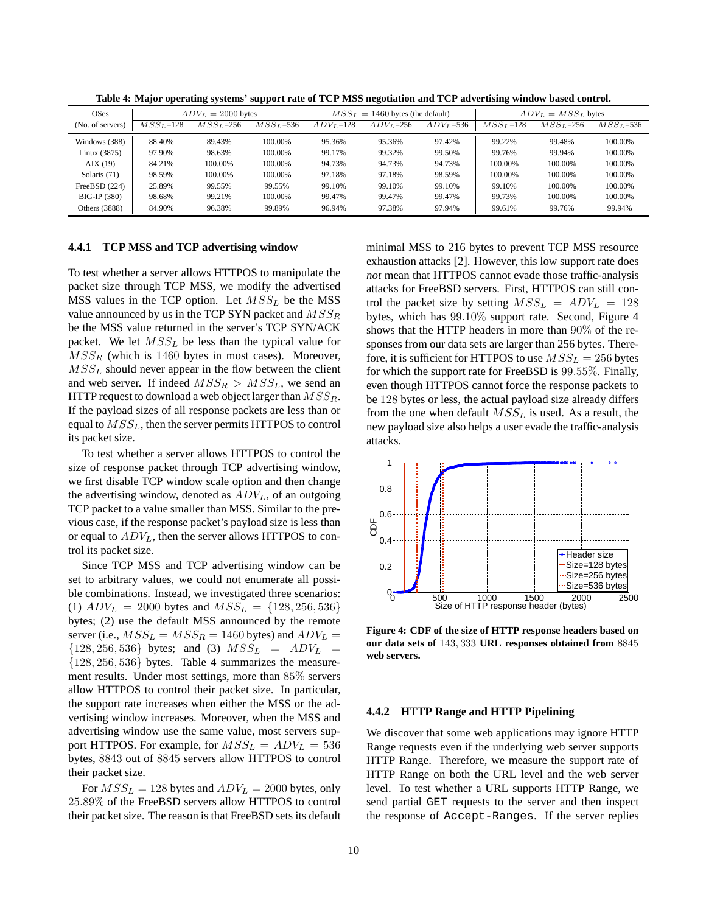**Table 4: Major operating systems' support rate of TCP MSS negotiation and TCP advertising window based control.**

| OSes (No. of servers) | $ADV_L$ = 2000 bytes | | | $MSS_L$ = 1460 bytes (the default) | | | $ADV_L = MSS_L$ bytes | | |
|---|---|---|---|---|---|---|---|---|---|
| | $MSS_L$=128 | $MSS_L$=256 | $MSS_L$=536 | $ADV_L$=128 | $ADV_L$=256 | $ADV_L$=536 | $MSS_L$=128 | $MSS_L$=256 | $MSS_L$=536 |
| Windows (388) | 88.40% | 89.43% | 100.00% | 95.36% | 95.36% | 97.42% | 99.22% | 99.48% | 100.00% |
| Linux (3875) | 97.90% | 98.63% | 100.00% | 99.17% | 99.32% | 99.50% | 99.76% | 99.94% | 100.00% |
| AIX (19) | 84.21% | 100.00% | 100.00% | 94.73% | 94.73% | 94.73% | 100.00% | 100.00% | 100.00% |
| Solaris (71) | 98.59% | 100.00% | 100.00% | 97.18% | 97.18% | 98.59% | 100.00% | 100.00% | 100.00% |
| FreeBSD (224) | 25.89% | 99.55% | 99.55% | 99.10% | 99.10% | 99.10% | 99.10% | 100.00% | 100.00% |
| BIG-IP (380) | 98.68% | 99.21% | 100.00% | 99.47% | 99.47% | 99.47% | 99.73% | 100.00% | 100.00% |
| Others (3888) | 84.90% | 96.38% | 99.89% | 96.94% | 97.38% | 97.94% | 99.61% | 99.76% | 99.94% |

#### 4.4.1 TCP MSS and TCP advertising window

To test whether a server allows HTTPOS to manipulate the packet size through TCP MSS, we modify the advertised MSS values in the TCP option. Let $MSS_L$ be the MSS value announced by us in the TCP SYN packet and $MSS_R$ be the MSS value returned in the server's TCP SYN/ACK packet. We let $MSS_L$ be less than the typical value for $MSS_R$ (which is 1460 bytes in most cases). Moreover, $MSS_L$ should never appear in the flow between the client and web server. If indeed $MSS_R > MSS_L$, we send an HTTP request to download a web object larger than $MSS_R$. If the payload sizes of all response packets are less than or equal to $MSS_L$, then the server permits HTTPOS to control its packet size.

To test whether a server allows HTTPOS to control the size of response packet through TCP advertising window, we first disable TCP window scale option and then change the advertising window, denoted as $ADV_L$, of an outgoing TCP packet to a value smaller than MSS. Similar to the previous case, if the response packet's payload size is less than or equal to $ADV_L$, then the server allows HTTPOS to control its packet size.

Since TCP MSS and TCP advertising window can be set to arbitrary values, we could not enumerate all possible combinations. Instead, we investigated three scenarios: (1) $ADV_L = 2000$ bytes and $MSS_L = \{128, 256, 536\}$ bytes; (2) use the default MSS announced by the remote server (i.e., $MSS_L = MSS_R = 1460$ bytes) and $ADV_L = \{128, 256, 536\}$ bytes; and (3) $MSS_L = ADV_L = \{128, 256, 536\}$ bytes. Table 4 summarizes the measurement results. Under most settings, more than $85\%$ servers allow HTTPOS to control their packet size. In particular, the support rate increases when either the MSS or the advertising window increases. Moreover, when the MSS and advertising window use the same value, most servers support HTTPOS. For example, for $MSS_L = ADV_L = 536$ bytes, $8843$ out of $8845$ servers allow HTTPOS to control their packet size.

For $MSS_L = 128$ bytes and $ADV_L = 2000$ bytes, only $25.89\%$ of the FreeBSD servers allow HTTPOS to control their packet size. The reason is that FreeBSD sets its default minimal MSS to 216 bytes to prevent TCP MSS resource exhaustion attacks [2]. However, this low support rate does *not* mean that HTTPOS cannot evade those traffic-analysis attacks for FreeBSD servers. First, HTTPOS can still control the packet size by setting $MSS_L = ADV_L = 128$ bytes, which has $99.10\%$ support rate. Second, Figure 4 shows that the HTTP headers in more than $90\%$ of the responses from our data sets are larger than 256 bytes. Therefore, it is sufficient for HTTPOS to use $MSS_L = 256$ bytes for which the support rate for FreeBSD is $99.55\%$. Finally, even though HTTPOS cannot force the response packets to be $128$ bytes or less, the actual payload size already differs from the one when default $MSS_L$ is used. As a result, the new payload size also helps a user evade the traffic-analysis attacks.

**Figure 4: CDF of the size of HTTP response headers based on our data sets of $143,333$ URL responses obtained from $8845$ web servers.**

#### 4.4.2 HTTP Range and HTTP Pipelining

We discover that some web applications may ignore HTTP Range requests even if the underlying web server supports HTTP Range. Therefore, we measure the support rate of HTTP Range on both the URL level and the web server level. To test whether a URL supports HTTP Range, we send partial `GET` requests to the server and then inspect the response of `Accept-Ranges`. If the server replies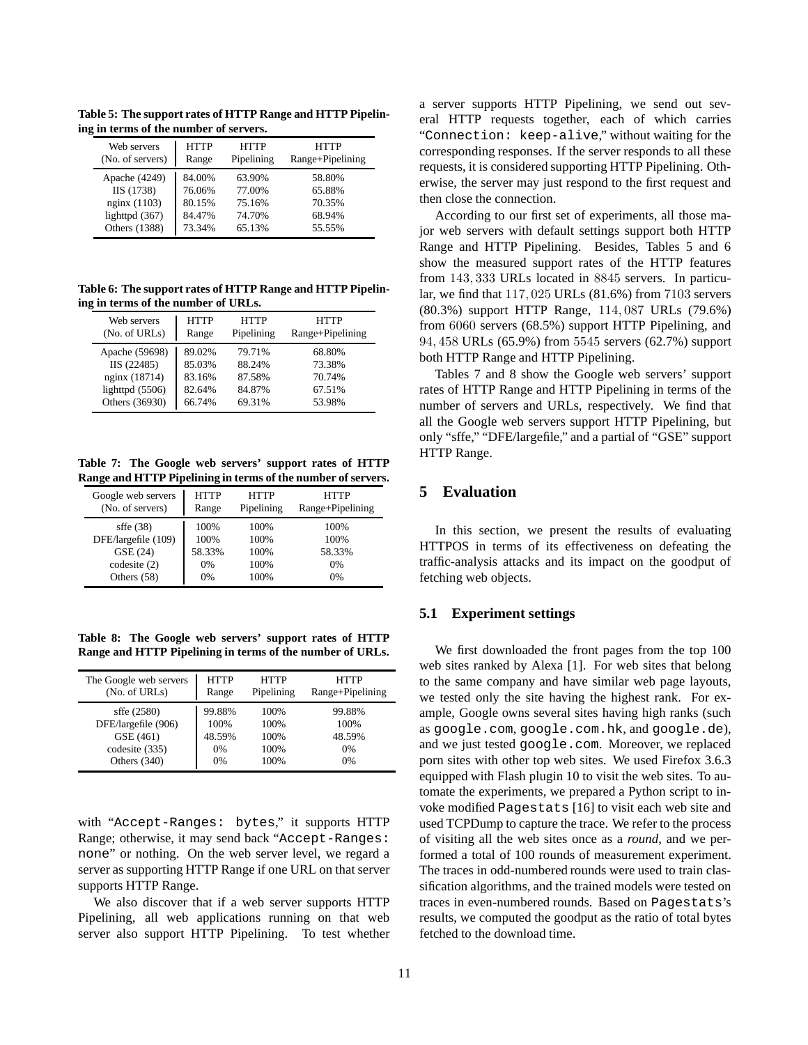Table 5: The support rates of HTTP Range and HTTP Pipelining in terms of the number of servers.

| Web servers (No. of servers) | HTTP Range | HTTP Pipelining | HTTP Range+Pipelining |
|---|---|---|---|
| Apache (4249) | 84.00% | 63.90% | 58.80% |
| IIS (1738) | 76.06% | 77.00% | 65.88% |
| nginx (1103) | 80.15% | 75.16% | 70.35% |
| lighttpd (367) | 84.47% | 74.70% | 68.94% |
| Others (1388) | 73.34% | 65.13% | 55.55% |

Table 6: The support rates of HTTP Range and HTTP Pipelining in terms of the number of URLs.

| Web servers (No. of URLs) | HTTP Range | HTTP Pipelining | HTTP Range+Pipelining |
|---|---|---|---|
| Apache (59698) | 89.02% | 79.71% | 68.80% |
| IIS (22485) | 85.03% | 88.24% | 73.38% |
| nginx (18714) | 83.16% | 87.58% | 70.74% |
| lighttpd (5506) | 82.64% | 84.87% | 67.51% |
| Others (36930) | 66.74% | 69.31% | 53.98% |

Table 7: The Google web servers' support rates of HTTP Range and HTTP Pipelining in terms of the number of servers.

| Google web servers (No. of servers) | HTTP Range | HTTP Pipelining | HTTP Range+Pipelining |
|---|---|---|---|
| sffe (38) | 100% | 100% | 100% |
| DFE/largefile (109) | 100% | 100% | 100% |
| GSE (24) | 58.33% | 100% | 58.33% |
| codesite (2) | 0% | 100% | 0% |
| Others (58) | 0% | 100% | 0% |

Table 8: The Google web servers' support rates of HTTP Range and HTTP Pipelining in terms of the number of URLs.

| The Google web servers (No. of URLs) | HTTP Range | HTTP Pipelining | HTTP Range+Pipelining |
|---|---|---|---|
| sffe (2580) | 99.88% | 100% | 99.88% |
| DFE/largefile (906) | 100% | 100% | 100% |
| GSE (461) | 48.59% | 100% | 48.59% |
| codesite (335) | 0% | 100% | 0% |
| Others (340) | 0% | 100% | 0% |

with "Accept-Ranges: bytes," it supports HTTP Range; otherwise, it may send back "Accept-Ranges: none" or nothing. On the web server level, we regard a server as supporting HTTP Range if one URL on that server supports HTTP Range.

We also discover that if a web server supports HTTP Pipelining, all web applications running on that web server also support HTTP Pipelining. To test whether a server supports HTTP Pipelining, we send out several HTTP requests together, each of which carries "Connection: keep-alive," without waiting for the corresponding responses. If the server responds to all these requests, it is considered supporting HTTP Pipelining. Otherwise, the server may just respond to the first request and then close the connection.

According to our first set of experiments, all those major web servers with default settings support both HTTP Range and HTTP Pipelining. Besides, Tables 5 and 6 show the measured support rates of the HTTP features from $143,333$ URLs located in $8845$ servers. In particular, we find that $117,025$ URLs (81.6%) from $7103$ servers (80.3%) support HTTP Range, $114,087$ URLs (79.6%) from $6060$ servers (68.5%) support HTTP Pipelining, and $94,458$ URLs (65.9%) from $5545$ servers (62.7%) support both HTTP Range and HTTP Pipelining.

Tables 7 and 8 show the Google web servers' support rates of HTTP Range and HTTP Pipelining in terms of the number of servers and URLs, respectively. We find that all the Google web servers support HTTP Pipelining, but only "sffe," "DFE/largefile," and a partial of "GSE" support HTTP Range.

# 5 Evaluation

In this section, we present the results of evaluating HTTPOS in terms of its effectiveness on defeating the traffic-analysis attacks and its impact on the goodput of fetching web objects.

## 5.1 Experiment settings

We first downloaded the front pages from the top 100 web sites ranked by Alexa [1]. For web sites that belong to the same company and have similar web page layouts, we tested only the site having the highest rank. For example, Google owns several sites having high ranks (such as google.com, google.com.hk, and google.de), and we just tested google.com. Moreover, we replaced porn sites with other top web sites. We used Firefox 3.6.3 equipped with Flash plugin 10 to visit the web sites. To automate the experiments, we prepared a Python script to invoke modified Pagestats [16] to visit each web site and used TCPDump to capture the trace. We refer to the process of visiting all the web sites once as a *round*, and we performed a total of 100 rounds of measurement experiment. The traces in odd-numbered rounds were used to train classification algorithms, and the trained models were tested on traces in even-numbered rounds. Based on Pagestats's results, we computed the goodput as the ratio of total bytes fetched to the download time.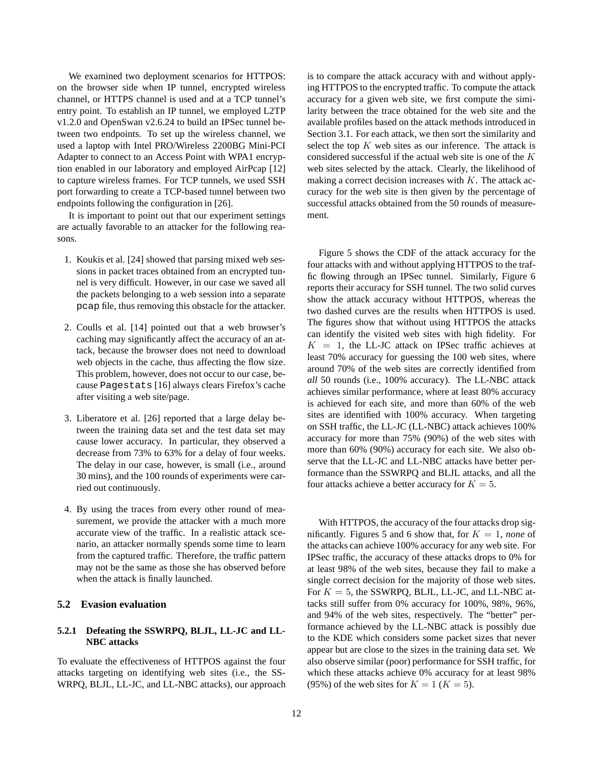We examined two deployment scenarios for HTTPOS: on the browser side when IP tunnel, encrypted wireless channel, or HTTPS channel is used and at a TCP tunnel's entry point. To establish an IP tunnel, we employed L2TP v1.2.0 and OpenSwan v2.6.24 to build an IPSec tunnel between two endpoints. To set up the wireless channel, we used a laptop with Intel PRO/Wireless 2200BG Mini-PCI Adapter to connect to an Access Point with WPA1 encryption enabled in our laboratory and employed AirPcap [12] to capture wireless frames. For TCP tunnels, we used SSH port forwarding to create a TCP-based tunnel between two endpoints following the configuration in [26].

It is important to point out that our experiment settings are actually favorable to an attacker for the following reasons.

1. Koukis et al. [24] showed that parsing mixed web sessions in packet traces obtained from an encrypted tunnel is very difficult. However, in our case we saved all the packets belonging to a web session into a separate `pcap` file, thus removing this obstacle for the attacker.

2. Coulls et al. [14] pointed out that a web browser's caching may significantly affect the accuracy of an attack, because the browser does not need to download web objects in the cache, thus affecting the flow size. This problem, however, does not occur to our case, because `Pagestats` [16] always clears Firefox's cache after visiting a web site/page.

3. Liberatore et al. [26] reported that a large delay between the training data set and the test data set may cause lower accuracy. In particular, they observed a decrease from 73% to 63% for a delay of four weeks. The delay in our case, however, is small (i.e., around 30 mins), and the 100 rounds of experiments were carried out continuously.

4. By using the traces from every other round of measurement, we provide the attacker with a much more accurate view of the traffic. In a realistic attack scenario, an attacker normally spends some time to learn from the captured traffic. Therefore, the traffic pattern may not be the same as those she has observed before when the attack is finally launched.

### 5.2 Evasion evaluation

#### 5.2.1 Defeating the SSWRPQ, BLJL, LL-JC and LL-NBC attacks

To evaluate the effectiveness of HTTPOS against the four attacks targeting on identifying web sites (i.e., the SSWRPQ, BLJL, LL-JC, and LL-NBC attacks), our approach is to compare the attack accuracy with and without applying HTTPOS to the encrypted traffic. To compute the attack accuracy for a given web site, we first compute the similarity between the trace obtained for the web site and the available profiles based on the attack methods introduced in Section 3.1. For each attack, we then sort the similarity and select the top $K$ web sites as our inference. The attack is considered successful if the actual web site is one of the $K$ web sites selected by the attack. Clearly, the likelihood of making a correct decision increases with $K$. The attack accuracy for the web site is then given by the percentage of successful attacks obtained from the 50 rounds of measurement.

Figure 5 shows the CDF of the attack accuracy for the four attacks with and without applying HTTPOS to the traffic flowing through an IPSec tunnel. Similarly, Figure 6 reports their accuracy for SSH tunnel. The two solid curves show the attack accuracy without HTTPOS, whereas the two dashed curves are the results when HTTPOS is used. The figures show that without using HTTPOS the attacks can identify the visited web sites with high fidelity. For $K = 1$, the LL-JC attack on IPSec traffic achieves at least 70% accuracy for guessing the 100 web sites, where around 70% of the web sites are correctly identified from *all* 50 rounds (i.e., 100% accuracy). The LL-NBC attack achieves similar performance, where at least 80% accuracy is achieved for each site, and more than 60% of the web sites are identified with 100% accuracy. When targeting on SSH traffic, the LL-JC (LL-NBC) attack achieves 100% accuracy for more than 75% (90%) of the web sites with more than 60% (90%) accuracy for each site. We also observe that the LL-JC and LL-NBC attacks have better performance than the SSWRPQ and BLJL attacks, and all the four attacks achieve a better accuracy for $K = 5$.

With HTTPOS, the accuracy of the four attacks drop significantly. Figures 5 and 6 show that, for $K = 1$, *none* of the attacks can achieve 100% accuracy for any web site. For IPSec traffic, the accuracy of these attacks drops to 0% for at least 98% of the web sites, because they fail to make a single correct decision for the majority of those web sites. For $K = 5$, the SSWRPQ, BLJL, LL-JC, and LL-NBC attacks still suffer from 0% accuracy for 100%, 98%, 96%, and 94% of the web sites, respectively. The "better" performance achieved by the LL-NBC attack is possibly due to the KDE which considers some packet sizes that never appear but are close to the sizes in the training data set. We also observe similar (poor) performance for SSH traffic, for which these attacks achieve 0% accuracy for at least 98% (95%) of the web sites for $K = 1$ ($K = 5$).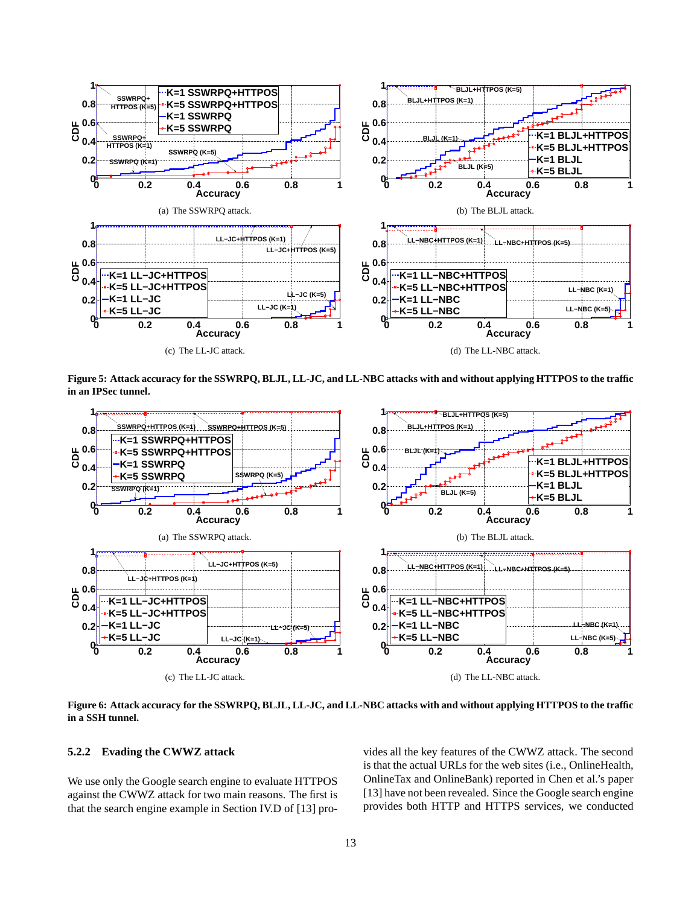(a) The SSWRPQ attack.

(b) The BLJL attack.

(c) The LL-JC attack.

(d) The LL-NBC attack.

**Figure 5: Attack accuracy for the SSWRPQ, BLJL, LL-JC, and LL-NBC attacks with and without applying HTTPOS to the traffic in an IPSec tunnel.**

(a) The SSWRPQ attack.

(b) The BLJL attack.

(c) The LL-JC attack.

(d) The LL-NBC attack.

**Figure 6: Attack accuracy for the SSWRPQ, BLJL, LL-JC, and LL-NBC attacks with and without applying HTTPOS to the traffic in a SSH tunnel.**

#### 5.2.2 Evading the CWWZ attack

We use only the Google search engine to evaluate HTTPOS against the CWWZ attack for two main reasons. The first is that the search engine example in Section IV.D of [13] provides all the key features of the CWWZ attack. The second is that the actual URLs for the web sites (i.e., OnlineHealth, OnlineTax and OnlineBank) reported in Chen et al.'s paper [13] have not been revealed. Since the Google search engine provides both HTTP and HTTPS services, we conducted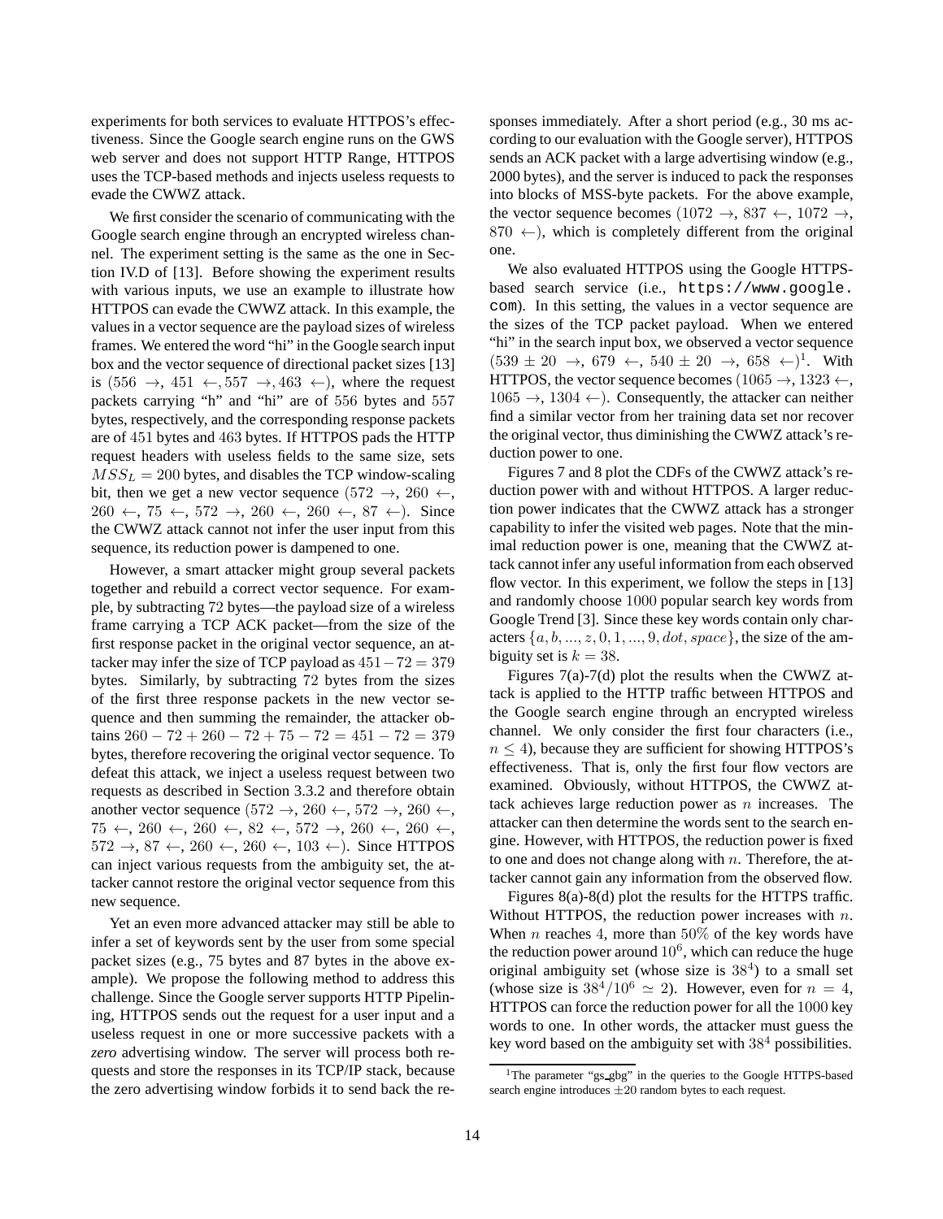experiments for both services to evaluate HTTPOS's effectiveness. Since the Google search engine runs on the GWS web server and does not support HTTP Range, HTTPOS uses the TCP-based methods and injects useless requests to evade the CWWZ attack.

We first consider the scenario of communicating with the Google search engine through an encrypted wireless channel. The experiment setting is the same as the one in Section IV.D of [13]. Before showing the experiment results with various inputs, we use an example to illustrate how HTTPOS can evade the CWWZ attack. In this example, the values in a vector sequence are the payload sizes of wireless frames. We entered the word "hi" in the Google search input box and the vector sequence of directional packet sizes [13] is $(556 \rightarrow, 451 \leftarrow, 557 \rightarrow, 463 \leftarrow)$, where the request packets carrying "h" and "hi" are of $556$ bytes and $557$ bytes, respectively, and the corresponding response packets are of $451$ bytes and $463$ bytes. If HTTPOS pads the HTTP request headers with useless fields to the same size, sets $MSS_L = 200$ bytes, and disables the TCP window-scaling bit, then we get a new vector sequence $(572 \rightarrow, 260 \leftarrow, 260 \leftarrow, 75 \leftarrow, 572 \rightarrow, 260 \leftarrow, 260 \leftarrow, 87 \leftarrow)$. Since the CWWZ attack cannot not infer the user input from this sequence, its reduction power is dampened to one.

However, a smart attacker might group several packets together and rebuild a correct vector sequence. For example, by subtracting $72$ bytes—the payload size of a wireless frame carrying a TCP ACK packet—from the size of the first response packet in the original vector sequence, an attacker may infer the size of TCP payload as $451-72 = 379$ bytes. Similarly, by subtracting $72$ bytes from the sizes of the first three response packets in the new vector sequence and then summing the remainder, the attacker obtains $260 - 72 + 260 - 72 + 75 - 72 = 451 - 72 = 379$ bytes, therefore recovering the original vector sequence. To defeat this attack, we inject a useless request between two requests as described in Section 3.3.2 and therefore obtain another vector sequence $(572 \rightarrow, 260 \leftarrow, 572 \rightarrow, 260 \leftarrow, 75 \leftarrow, 260 \leftarrow, 260 \leftarrow, 82 \leftarrow, 572 \rightarrow, 260 \leftarrow, 260 \leftarrow, 572 \rightarrow, 87 \leftarrow, 260 \leftarrow, 260 \leftarrow, 103 \leftarrow)$. Since HTTPOS can inject various requests from the ambiguity set, the attacker cannot restore the original vector sequence from this new sequence.

Yet an even more advanced attacker may still be able to infer a set of keywords sent by the user from some special packet sizes (e.g., 75 bytes and 87 bytes in the above example). We propose the following method to address this challenge. Since the Google server supports HTTP Pipelining, HTTPOS sends out the request for a user input and a useless request in one or more successive packets with a *zero* advertising window. The server will process both requests and store the responses in its TCP/IP stack, because the zero advertising window forbids it to send back the responses immediately. After a short period (e.g., 30 ms according to our evaluation with the Google server), HTTPOS sends an ACK packet with a large advertising window (e.g., 2000 bytes), and the server is induced to pack the responses into blocks of MSS-byte packets. For the above example, the vector sequence becomes $(1072 \rightarrow, 837 \leftarrow, 1072 \rightarrow, 870 \leftarrow)$, which is completely different from the original one.

We also evaluated HTTPOS using the Google HTTPS-based search service (i.e., `https://www.google.com`). In this setting, the values in a vector sequence are the sizes of the TCP packet payload. When we entered "hi" in the search input box, we observed a vector sequence $(539 \pm 20 \rightarrow, 679 \leftarrow, 540 \pm 20 \rightarrow, 658 \leftarrow)$[1]. With HTTPOS, the vector sequence becomes $(1065 \rightarrow, 1323 \leftarrow, 1065 \rightarrow, 1304 \leftarrow)$. Consequently, the attacker can neither find a similar vector from her training data set nor recover the original vector, thus diminishing the CWWZ attack's reduction power to one.

Figures 7 and 8 plot the CDFs of the CWWZ attack's reduction power with and without HTTPOS. A larger reduction power indicates that the CWWZ attack has a stronger capability to infer the visited web pages. Note that the minimal reduction power is one, meaning that the CWWZ attack cannot infer any useful information from each observed flow vector. In this experiment, we follow the steps in [13] and randomly choose $1000$ popular search key words from Google Trend [3]. Since these key words contain only characters $\{a, b, ..., z, 0, 1, ..., 9, dot, space\}$, the size of the ambiguity set is $k = 38$.

Figures 7(a)-7(d) plot the results when the CWWZ attack is applied to the HTTP traffic between HTTPOS and the Google search engine through an encrypted wireless channel. We only consider the first four characters (i.e., $n \leq 4$), because they are sufficient for showing HTTPOS's effectiveness. That is, only the first four flow vectors are examined. Obviously, without HTTPOS, the CWWZ attack achieves large reduction power as $n$ increases. The attacker can then determine the words sent to the search engine. However, with HTTPOS, the reduction power is fixed to one and does not change along with $n$. Therefore, the attacker cannot gain any information from the observed flow.

Figures 8(a)-8(d) plot the results for the HTTPS traffic. Without HTTPOS, the reduction power increases with $n$. When $n$ reaches $4$, more than $50\%$ of the key words have the reduction power around $10^6$, which can reduce the huge original ambiguity set (whose size is $38^4$) to a small set (whose size is $38^4/10^6 \simeq 2$). However, even for $n = 4$, HTTPOS can force the reduction power for all the $1000$ key words to one. In other words, the attacker must guess the key word based on the ambiguity set with $38^4$ possibilities.

[1] The parameter "gs_gbg" in the queries to the Google HTTPS-based search engine introduces $\pm 20$ random bytes to each request.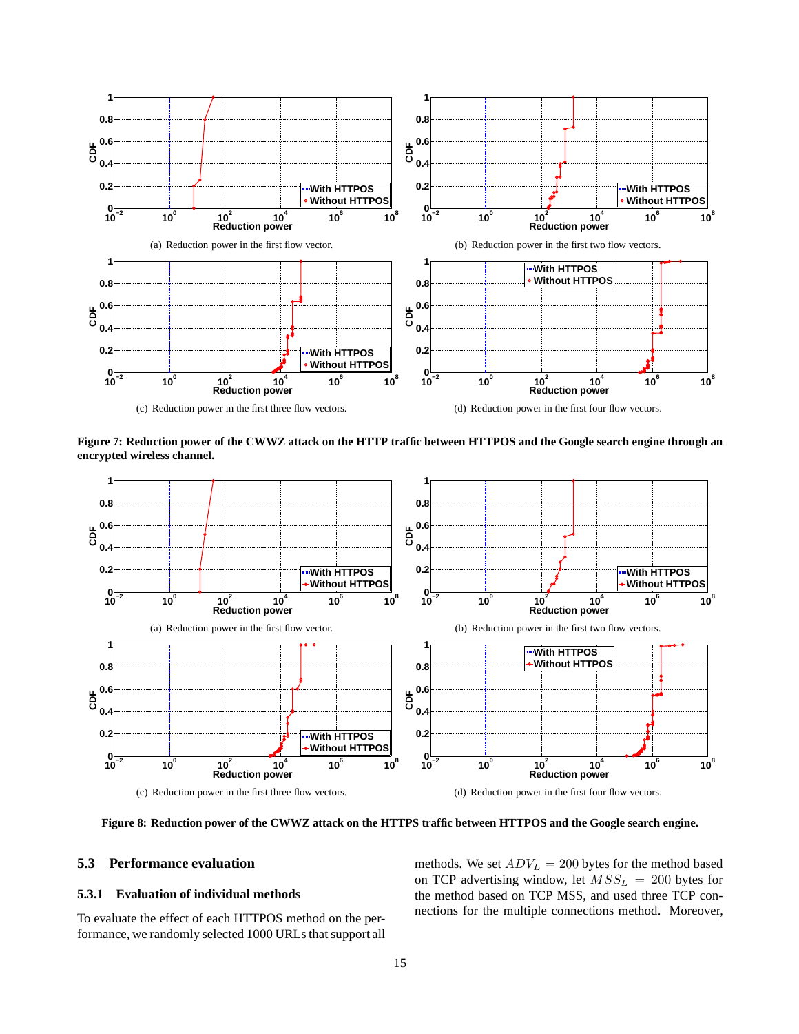(a) Reduction power in the first flow vector.

(b) Reduction power in the first two flow vectors.

(c) Reduction power in the first three flow vectors.

(d) Reduction power in the first four flow vectors.

**Figure 7: Reduction power of the CWWZ attack on the HTTP traffic between HTTPOS and the Google search engine through an encrypted wireless channel.**

(a) Reduction power in the first flow vector.

(b) Reduction power in the first two flow vectors.

(c) Reduction power in the first three flow vectors.

(d) Reduction power in the first four flow vectors.

**Figure 8: Reduction power of the CWWZ attack on the HTTPS traffic between HTTPOS and the Google search engine.**

## 5.3 Performance evaluation

### 5.3.1 Evaluation of individual methods

To evaluate the effect of each HTTPOS method on the performance, we randomly selected 1000 URLs that support all methods. We set $ADV_L = 200$ bytes for the method based on TCP advertising window, let $MSS_L = 200$ bytes for the method based on TCP MSS, and used three TCP connections for the multiple connections method. Moreover,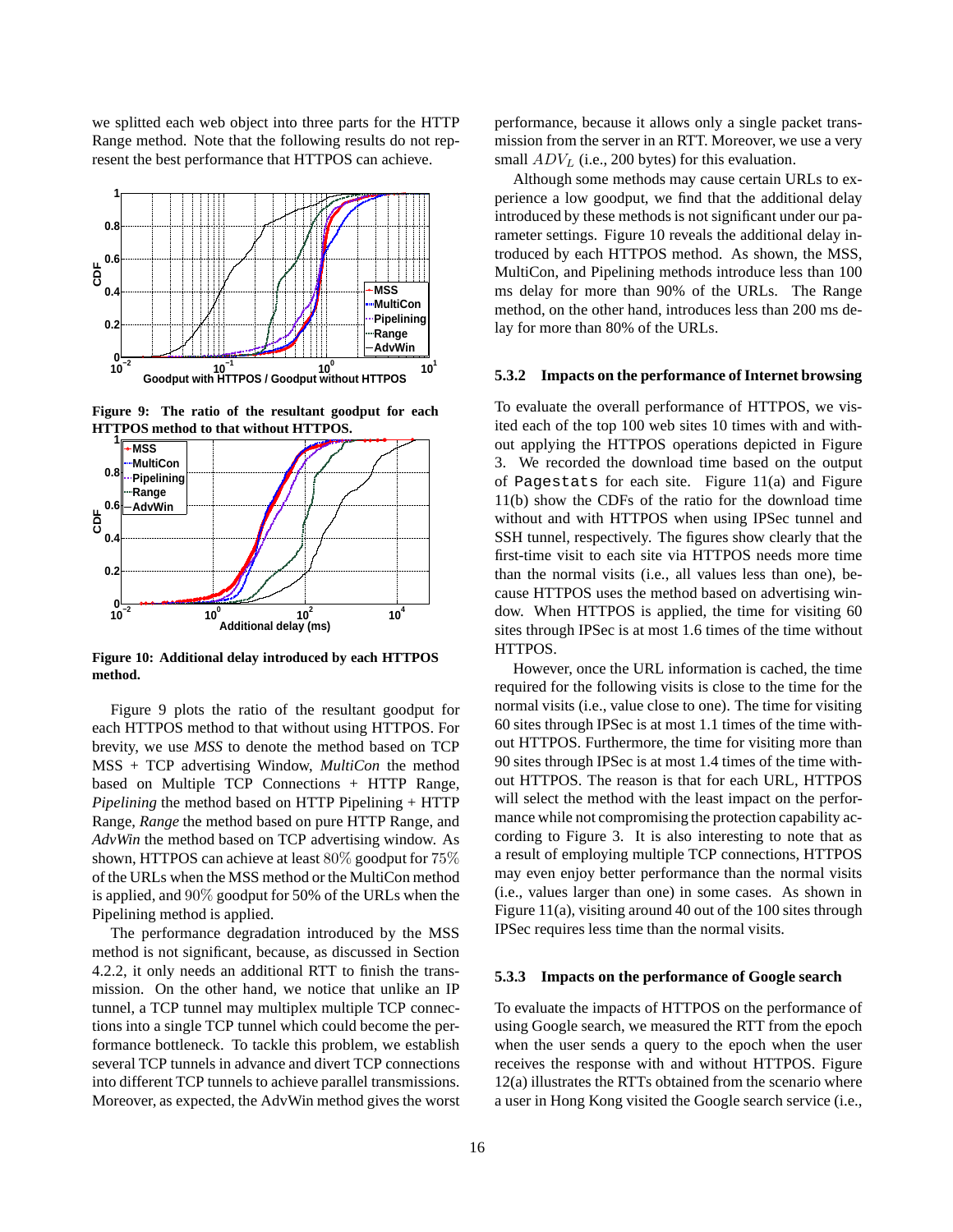we splitted each web object into three parts for the HTTP Range method. Note that the following results do not represent the best performance that HTTPOS can achieve.

**Figure 9: The ratio of the resultant goodput for each HTTPOS method to that without HTTPOS.**

**Figure 10: Additional delay introduced by each HTTPOS method.**

Figure 9 plots the ratio of the resultant goodput for each HTTPOS method to that without using HTTPOS. For brevity, we use *MSS* to denote the method based on TCP MSS + TCP advertising Window, *MultiCon* the method based on Multiple TCP Connections + HTTP Range, *Pipelining* the method based on HTTP Pipelining + HTTP Range, *Range* the method based on pure HTTP Range, and *AdvWin* the method based on TCP advertising window. As shown, HTTPOS can achieve at least 80% goodput for 75% of the URLs when the MSS method or the MultiCon method is applied, and 90% goodput for 50% of the URLs when the Pipelining method is applied.

The performance degradation introduced by the MSS method is not significant, because, as discussed in Section 4.2.2, it only needs an additional RTT to finish the transmission. On the other hand, we notice that unlike an IP tunnel, a TCP tunnel may multiplex multiple TCP connections into a single TCP tunnel which could become the performance bottleneck. To tackle this problem, we establish several TCP tunnels in advance and divert TCP connections into different TCP tunnels to achieve parallel transmissions. Moreover, as expected, the AdvWin method gives the worst performance, because it allows only a single packet transmission from the server in an RTT. Moreover, we use a very small $ADV_L$ (i.e., 200 bytes) for this evaluation.

Although some methods may cause certain URLs to experience a low goodput, we find that the additional delay introduced by these methods is not significant under our parameter settings. Figure 10 reveals the additional delay introduced by each HTTPOS method. As shown, the MSS, MultiCon, and Pipelining methods introduce less than 100 ms delay for more than 90% of the URLs. The Range method, on the other hand, introduces less than 200 ms delay for more than 80% of the URLs.

#### 5.3.2 Impacts on the performance of Internet browsing

To evaluate the overall performance of HTTPOS, we visited each of the top 100 web sites 10 times with and without applying the HTTPOS operations depicted in Figure 3. We recorded the download time based on the output of `Pagestats` for each site. Figure 11(a) and Figure 11(b) show the CDFs of the ratio for the download time without and with HTTPOS when using IPSec tunnel and SSH tunnel, respectively. The figures show clearly that the first-time visit to each site via HTTPOS needs more time than the normal visits (i.e., all values less than one), because HTTPOS uses the method based on advertising window. When HTTPOS is applied, the time for visiting 60 sites through IPSec is at most 1.6 times of the time without HTTPOS.

However, once the URL information is cached, the time required for the following visits is close to the time for the normal visits (i.e., value close to one). The time for visiting 60 sites through IPSec is at most 1.1 times of the time without HTTPOS. Furthermore, the time for visiting more than 90 sites through IPSec is at most 1.4 times of the time without HTTPOS. The reason is that for each URL, HTTPOS will select the method with the least impact on the performance while not compromising the protection capability according to Figure 3. It is also interesting to note that as a result of employing multiple TCP connections, HTTPOS may even enjoy better performance than the normal visits (i.e., values larger than one) in some cases. As shown in Figure 11(a), visiting around 40 out of the 100 sites through IPSec requires less time than the normal visits.

#### 5.3.3 Impacts on the performance of Google search

To evaluate the impacts of HTTPOS on the performance of using Google search, we measured the RTT from the epoch when the user sends a query to the epoch when the user receives the response with and without HTTPOS. Figure 12(a) illustrates the RTTs obtained from the scenario where a user in Hong Kong visited the Google search service (i.e.,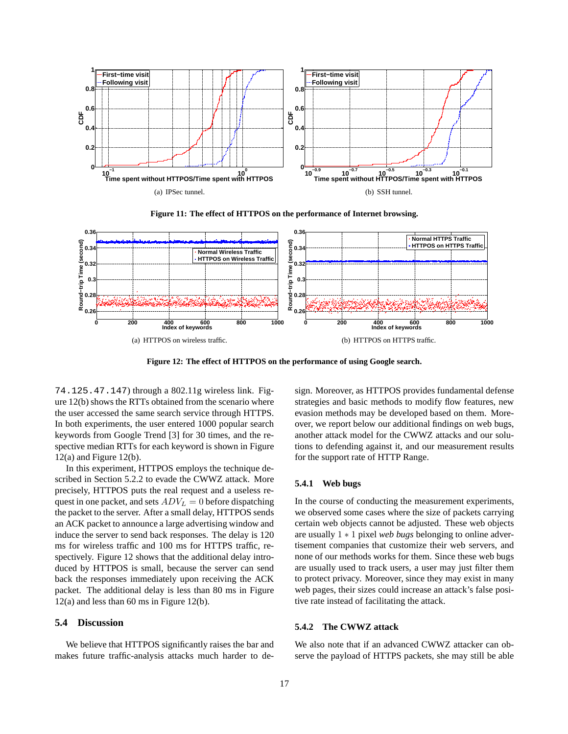(a) IPSec tunnel.

(b) SSH tunnel.

**Figure 11: The effect of HTTPOS on the performance of Internet browsing.**

(a) HTTPOS on wireless traffic.

(b) HTTPOS on HTTPS traffic.

**Figure 12: The effect of HTTPOS on the performance of using Google search.**

74.125.47.147) through a 802.11g wireless link. Figure 12(b) shows the RTTs obtained from the scenario where the user accessed the same search service through HTTPS. In both experiments, the user entered 1000 popular search keywords from Google Trend [3] for 30 times, and the respective median RTTs for each keyword is shown in Figure 12(a) and Figure 12(b).

In this experiment, HTTPOS employs the technique described in Section 5.2.2 to evade the CWWZ attack. More precisely, HTTPOS puts the real request and a useless request in one packet, and sets $ADV_L = 0$ before dispatching the packet to the server. After a small delay, HTTPOS sends an ACK packet to announce a large advertising window and induce the server to send back responses. The delay is 120 ms for wireless traffic and 100 ms for HTTPS traffic, respectively. Figure 12 shows that the additional delay introduced by HTTPOS is small, because the server can send back the responses immediately upon receiving the ACK packet. The additional delay is less than 80 ms in Figure 12(a) and less than 60 ms in Figure 12(b).

## 5.4 Discussion

We believe that HTTPOS significantly raises the bar and makes future traffic-analysis attacks much harder to design. Moreover, as HTTPOS provides fundamental defense strategies and basic methods to modify flow features, new evasion methods may be developed based on them. Moreover, we report below our additional findings on web bugs, another attack model for the CWWZ attacks and our solutions to defending against it, and our measurement results for the support rate of HTTP Range.

### 5.4.1 Web bugs

In the course of conducting the measurement experiments, we observed some cases where the size of packets carrying certain web objects cannot be adjusted. These web objects are usually $1 * 1$ pixel *web bugs* belonging to online advertisement companies that customize their web servers, and none of our methods works for them. Since these web bugs are usually used to track users, a user may just filter them to protect privacy. Moreover, since they may exist in many web pages, their sizes could increase an attack's false positive rate instead of facilitating the attack.

### 5.4.2 The CWWZ attack

We also note that if an advanced CWWZ attacker can observe the payload of HTTPS packets, she may still be able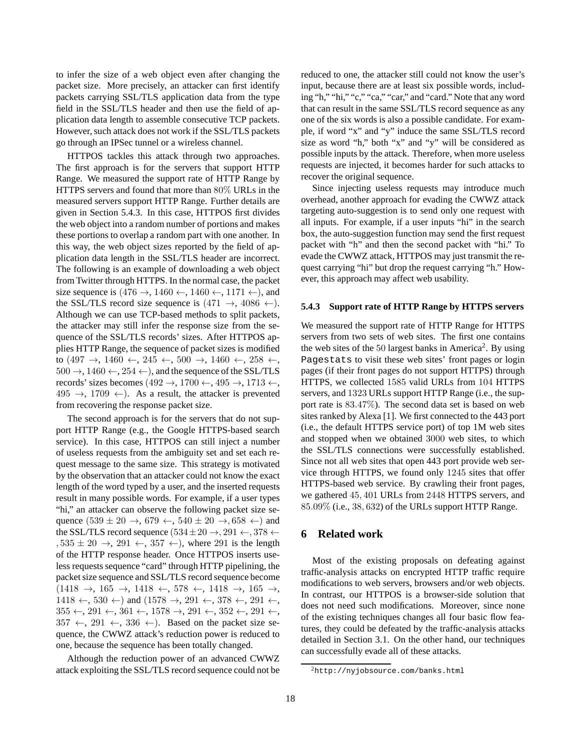to infer the size of a web object even after changing the packet size. More precisely, an attacker can first identify packets carrying SSL/TLS application data from the type field in the SSL/TLS header and then use the field of application data length to assemble consecutive TCP packets. However, such attack does not work if the SSL/TLS packets go through an IPSec tunnel or a wireless channel.

HTTPOS tackles this attack through two approaches. The first approach is for the servers that support HTTP Range. We measured the support rate of HTTP Range by HTTPS servers and found that more than $80\%$ URLs in the measured servers support HTTP Range. Further details are given in Section 5.4.3. In this case, HTTPOS first divides the web object into a random number of portions and makes these portions to overlap a random part with one another. In this way, the web object sizes reported by the field of application data length in the SSL/TLS header are incorrect. The following is an example of downloading a web object from Twitter through HTTPS. In the normal case, the packet size sequence is $(476 \rightarrow, 1460 \leftarrow, 1460 \leftarrow, 1171 \leftarrow)$, and the SSL/TLS record size sequence is $(471 \rightarrow, 4086 \leftarrow)$. Although we can use TCP-based methods to split packets, the attacker may still infer the response size from the sequence of the SSL/TLS records' sizes. After HTTPOS applies HTTP Range, the sequence of packet sizes is modified to $(497 \rightarrow, 1460 \leftarrow, 245 \leftarrow, 500 \rightarrow, 1460 \leftarrow, 258 \leftarrow, 500 \rightarrow, 1460 \leftarrow, 254 \leftarrow)$, and the sequence of the SSL/TLS records' sizes becomes $(492 \rightarrow, 1700 \leftarrow, 495 \rightarrow, 1713 \leftarrow, 495 \rightarrow, 1709 \leftarrow)$. As a result, the attacker is prevented from recovering the response packet size.

The second approach is for the servers that do not support HTTP Range (e.g., the Google HTTPS-based search service). In this case, HTTPOS can still inject a number of useless requests from the ambiguity set and set each request message to the same size. This strategy is motivated by the observation that an attacker could not know the exact length of the word typed by a user, and the inserted requests result in many possible words. For example, if a user types "hi," an attacker can observe the following packet size sequence $(539 \pm 20 \rightarrow, 679 \leftarrow, 540 \pm 20 \rightarrow, 658 \leftarrow)$ and the SSL/TLS record sequence $(534 \pm 20 \rightarrow, 291 \leftarrow, 378 \leftarrow, 535 \pm 20 \rightarrow, 291 \leftarrow, 357 \leftarrow)$, where $291$ is the length of the HTTP response header. Once HTTPOS inserts useless requests sequence "card" through HTTP pipelining, the packet size sequence and SSL/TLS record sequence become $(1418 \rightarrow, 165 \rightarrow, 1418 \leftarrow, 578 \leftarrow, 1418 \rightarrow, 165 \rightarrow, 1418 \leftarrow, 530 \leftarrow)$ and $(1578 \rightarrow, 291 \leftarrow, 378 \leftarrow, 291 \leftarrow, 355 \leftarrow, 291 \leftarrow, 361 \leftarrow, 1578 \rightarrow, 291 \leftarrow, 352 \leftarrow, 291 \leftarrow, 357 \leftarrow, 291 \leftarrow, 336 \leftarrow)$. Based on the packet size sequence, the CWWZ attack's reduction power is reduced to one, because the sequence has been totally changed.

Although the reduction power of an advanced CWWZ attack exploiting the SSL/TLS record sequence could not be reduced to one, the attacker still could not know the user's input, because there are at least six possible words, including "h," "hi," "c," "ca," "car," and "card." Note that any word that can result in the same SSL/TLS record sequence as any one of the six words is also a possible candidate. For example, if word "x" and "y" induce the same SSL/TLS record size as word "h," both "x" and "y" will be considered as possible inputs by the attack. Therefore, when more useless requests are injected, it becomes harder for such attacks to recover the original sequence.

Since injecting useless requests may introduce much overhead, another approach for evading the CWWZ attack targeting auto-suggestion is to send only one request with all inputs. For example, if a user inputs "hi" in the search box, the auto-suggestion function may send the first request packet with "h" and then the second packet with "hi." To evade the CWWZ attack, HTTPOS may just transmit the request carrying "hi" but drop the request carrying "h." However, this approach may affect web usability.

#### 5.4.3 Support rate of HTTP Range by HTTPS servers

We measured the support rate of HTTP Range for HTTPS servers from two sets of web sites. The first one contains the web sites of the $50$ largest banks in America[2]. By using `Pagestats` to visit these web sites' front pages or login pages (if their front pages do not support HTTPS) through HTTPS, we collected $1585$ valid URLs from $104$ HTTPS servers, and $1323$ URLs support HTTP Range (i.e., the support rate is $83.47\%$). The second data set is based on web sites ranked by Alexa [1]. We first connected to the 443 port (i.e., the default HTTPS service port) of top 1M web sites and stopped when we obtained $3000$ web sites, to which the SSL/TLS connections were successfully established. Since not all web sites that open 443 port provide web service through HTTPS, we found only $1245$ sites that offer HTTPS-based web service. By crawling their front pages, we gathered $45,401$ URLs from $2448$ HTTPS servers, and $85.09\%$ (i.e., $38,632$) of the URLs support HTTP Range.

## 6 Related work

Most of the existing proposals on defeating against traffic-analysis attacks on encrypted HTTP traffic require modifications to web servers, browsers and/or web objects. In contrast, our HTTPOS is a browser-side solution that does not need such modifications. Moreover, since none of the existing techniques changes all four basic flow features, they could be defeated by the traffic-analysis attacks detailed in Section 3.1. On the other hand, our techniques can successfully evade all of these attacks.

[2] `http://nyjobsource.com/banks.html`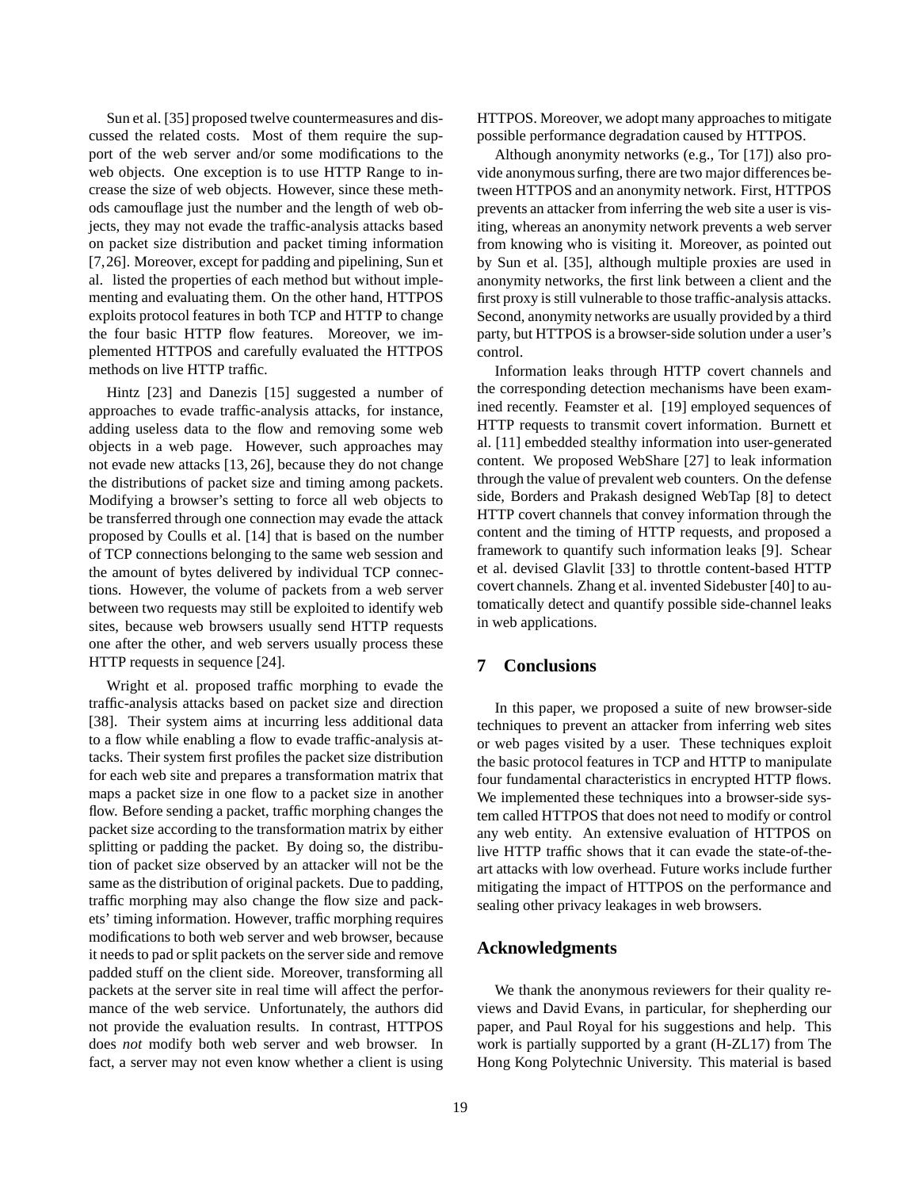Sun et al. [35] proposed twelve countermeasures and discussed the related costs. Most of them require the support of the web server and/or some modifications to the web objects. One exception is to use HTTP Range to increase the size of web objects. However, since these methods camouflage just the number and the length of web objects, they may not evade the traffic-analysis attacks based on packet size distribution and packet timing information [7,26]. Moreover, except for padding and pipelining, Sun et al. listed the properties of each method but without implementing and evaluating them. On the other hand, HTTPOS exploits protocol features in both TCP and HTTP to change the four basic HTTP flow features. Moreover, we implemented HTTPOS and carefully evaluated the HTTPOS methods on live HTTP traffic.

Hintz [23] and Danezis [15] suggested a number of approaches to evade traffic-analysis attacks, for instance, adding useless data to the flow and removing some web objects in a web page. However, such approaches may not evade new attacks [13, 26], because they do not change the distributions of packet size and timing among packets. Modifying a browser's setting to force all web objects to be transferred through one connection may evade the attack proposed by Coulls et al. [14] that is based on the number of TCP connections belonging to the same web session and the amount of bytes delivered by individual TCP connections. However, the volume of packets from a web server between two requests may still be exploited to identify web sites, because web browsers usually send HTTP requests one after the other, and web servers usually process these HTTP requests in sequence [24].

Wright et al. proposed traffic morphing to evade the traffic-analysis attacks based on packet size and direction [38]. Their system aims at incurring less additional data to a flow while enabling a flow to evade traffic-analysis attacks. Their system first profiles the packet size distribution for each web site and prepares a transformation matrix that maps a packet size in one flow to a packet size in another flow. Before sending a packet, traffic morphing changes the packet size according to the transformation matrix by either splitting or padding the packet. By doing so, the distribution of packet size observed by an attacker will not be the same as the distribution of original packets. Due to padding, traffic morphing may also change the flow size and packets' timing information. However, traffic morphing requires modifications to both web server and web browser, because it needs to pad or split packets on the server side and remove padded stuff on the client side. Moreover, transforming all packets at the server site in real time will affect the performance of the web service. Unfortunately, the authors did not provide the evaluation results. In contrast, HTTPOS does *not* modify both web server and web browser. In fact, a server may not even know whether a client is using HTTPOS. Moreover, we adopt many approaches to mitigate possible performance degradation caused by HTTPOS.

Although anonymity networks (e.g., Tor [17]) also provide anonymous surfing, there are two major differences between HTTPOS and an anonymity network. First, HTTPOS prevents an attacker from inferring the web site a user is visiting, whereas an anonymity network prevents a web server from knowing who is visiting it. Moreover, as pointed out by Sun et al. [35], although multiple proxies are used in anonymity networks, the first link between a client and the first proxy is still vulnerable to those traffic-analysis attacks. Second, anonymity networks are usually provided by a third party, but HTTPOS is a browser-side solution under a user's control.

Information leaks through HTTP covert channels and the corresponding detection mechanisms have been examined recently. Feamster et al. [19] employed sequences of HTTP requests to transmit covert information. Burnett et al. [11] embedded stealthy information into user-generated content. We proposed WebShare [27] to leak information through the value of prevalent web counters. On the defense side, Borders and Prakash designed WebTap [8] to detect HTTP covert channels that convey information through the content and the timing of HTTP requests, and proposed a framework to quantify such information leaks [9]. Schear et al. devised Glavlit [33] to throttle content-based HTTP covert channels. Zhang et al. invented Sidebuster [40] to automatically detect and quantify possible side-channel leaks in web applications.

## 7 Conclusions

In this paper, we proposed a suite of new browser-side techniques to prevent an attacker from inferring web sites or web pages visited by a user. These techniques exploit the basic protocol features in TCP and HTTP to manipulate four fundamental characteristics in encrypted HTTP flows. We implemented these techniques into a browser-side system called HTTPOS that does not need to modify or control any web entity. An extensive evaluation of HTTPOS on live HTTP traffic shows that it can evade the state-of-the-art attacks with low overhead. Future works include further mitigating the impact of HTTPOS on the performance and sealing other privacy leakages in web browsers.

## Acknowledgments

We thank the anonymous reviewers for their quality reviews and David Evans, in particular, for shepherding our paper, and Paul Royal for his suggestions and help. This work is partially supported by a grant (H-ZL17) from The Hong Kong Polytechnic University. This material is based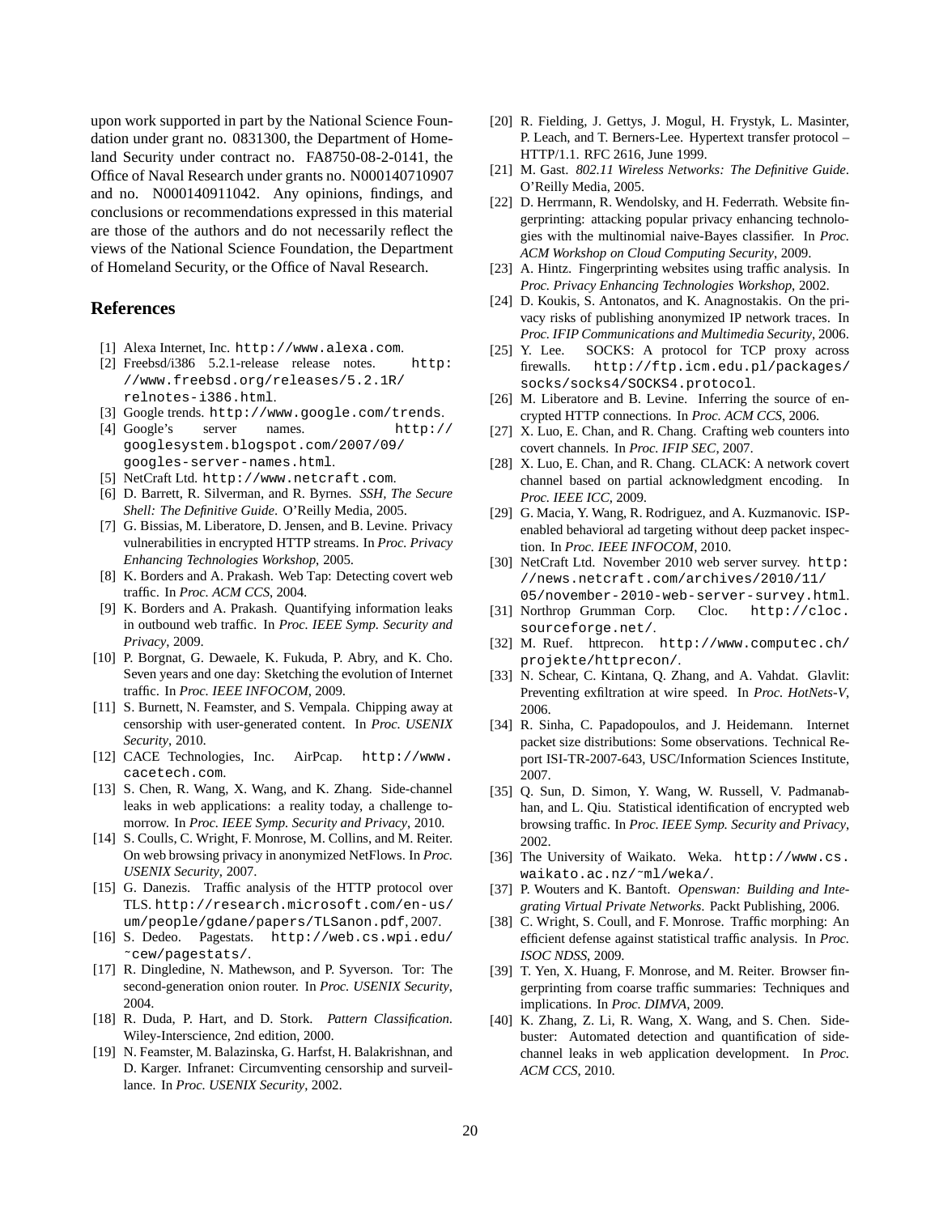upon work supported in part by the National Science Foundation under grant no. 0831300, the Department of Homeland Security under contract no. FA8750-08-2-0141, the Office of Naval Research under grants no. N000140710907 and no. N000140911042. Any opinions, findings, and conclusions or recommendations expressed in this material are those of the authors and do not necessarily reflect the views of the National Science Foundation, the Department of Homeland Security, or the Office of Naval Research.

## References

[1] Alexa Internet, Inc. `http://www.alexa.com`.

[2] Freebsd/i386 5.2.1-release release notes. `http://www.freebsd.org/releases/5.2.1R/relnotes-i386.html`.

[3] Google trends. `http://www.google.com/trends`.

[4] Google's server names. `http://googlesystem.blogspot.com/2007/09/googles-server-names.html`.

[5] NetCraft Ltd. `http://www.netcraft.com`.

[6] D. Barrett, R. Silverman, and R. Byrnes. *SSH, The Secure Shell: The Definitive Guide*. O'Reilly Media, 2005.

[7] G. Bissias, M. Liberatore, D. Jensen, and B. Levine. Privacy vulnerabilities in encrypted HTTP streams. In *Proc. Privacy Enhancing Technologies Workshop*, 2005.

[8] K. Borders and A. Prakash. Web Tap: Detecting covert web traffic. In *Proc. ACM CCS*, 2004.

[9] K. Borders and A. Prakash. Quantifying information leaks in outbound web traffic. In *Proc. IEEE Symp. Security and Privacy*, 2009.

[10] P. Borgnat, G. Dewaele, K. Fukuda, P. Abry, and K. Cho. Seven years and one day: Sketching the evolution of Internet traffic. In *Proc. IEEE INFOCOM*, 2009.

[11] S. Burnett, N. Feamster, and S. Vempala. Chipping away at censorship with user-generated content. In *Proc. USENIX Security*, 2010.

[12] CACE Technologies, Inc. AirPcap. `http://www.cacetech.com`.

[13] S. Chen, R. Wang, X. Wang, and K. Zhang. Side-channel leaks in web applications: a reality today, a challenge tomorrow. In *Proc. IEEE Symp. Security and Privacy*, 2010.

[14] S. Coulls, C. Wright, F. Monrose, M. Collins, and M. Reiter. On web browsing privacy in anonymized NetFlows. In *Proc. USENIX Security*, 2007.

[15] G. Danezis. Traffic analysis of the HTTP protocol over TLS. `http://research.microsoft.com/en-us/um/people/gdane/papers/TLSanon.pdf`, 2007.

[16] S. Dedeo. Pagestats. `http://web.cs.wpi.edu/~cew/pagestats/`.

[17] R. Dingledine, N. Mathewson, and P. Syverson. Tor: The second-generation onion router. In *Proc. USENIX Security*, 2004.

[18] R. Duda, P. Hart, and D. Stork. *Pattern Classification*. Wiley-Interscience, 2nd edition, 2000.

[19] N. Feamster, M. Balazinska, G. Harfst, H. Balakrishnan, and D. Karger. Infranet: Circumventing censorship and surveillance. In *Proc. USENIX Security*, 2002.

[20] R. Fielding, J. Gettys, J. Mogul, H. Frystyk, L. Masinter, P. Leach, and T. Berners-Lee. Hypertext transfer protocol – HTTP/1.1. RFC 2616, June 1999.

[21] M. Gast. *802.11 Wireless Networks: The Definitive Guide*. O'Reilly Media, 2005.

[22] D. Herrmann, R. Wendolsky, and H. Federrath. Website fingerprinting: attacking popular privacy enhancing technologies with the multinomial naive-Bayes classifier. In *Proc. ACM Workshop on Cloud Computing Security*, 2009.

[23] A. Hintz. Fingerprinting websites using traffic analysis. In *Proc. Privacy Enhancing Technologies Workshop*, 2002.

[24] D. Koukis, S. Antonatos, and K. Anagnostakis. On the privacy risks of publishing anonymized IP network traces. In *Proc. IFIP Communications and Multimedia Security*, 2006.

[25] Y. Lee. SOCKS: A protocol for TCP proxy across firewalls. `http://ftp.icm.edu.pl/packages/socks/socks4/SOCKS4.protocol`.

[26] M. Liberatore and B. Levine. Inferring the source of encrypted HTTP connections. In *Proc. ACM CCS*, 2006.

[27] X. Luo, E. Chan, and R. Chang. Crafting web counters into covert channels. In *Proc. IFIP SEC*, 2007.

[28] X. Luo, E. Chan, and R. Chang. CLACK: A network covert channel based on partial acknowledgment encoding. In *Proc. IEEE ICC*, 2009.

[29] G. Macia, Y. Wang, R. Rodriguez, and A. Kuzmanovic. ISP-enabled behavioral ad targeting without deep packet inspection. In *Proc. IEEE INFOCOM*, 2010.

[30] NetCraft Ltd. November 2010 web server survey. `http://news.netcraft.com/archives/2010/11/05/november-2010-web-server-survey.html`.

[31] Northrop Grumman Corp. Cloc. `http://cloc.sourceforge.net/`.

[32] M. Ruef. httprecon. `http://www.computec.ch/projekte/httprecon/`.

[33] N. Schear, C. Kintana, Q. Zhang, and A. Vahdat. Glavlit: Preventing exfiltration at wire speed. In *Proc. HotNets-V*, 2006.

[34] R. Sinha, C. Papadopoulos, and J. Heidemann. Internet packet size distributions: Some observations. Technical Report ISI-TR-2007-643, USC/Information Sciences Institute, 2007.

[35] Q. Sun, D. Simon, Y. Wang, W. Russell, V. Padmanabhan, and L. Qiu. Statistical identification of encrypted web browsing traffic. In *Proc. IEEE Symp. Security and Privacy*, 2002.

[36] The University of Waikato. Weka. `http://www.cs.waikato.ac.nz/~ml/weka/`.

[37] P. Wouters and K. Bantoft. *Openswan: Building and Integrating Virtual Private Networks*. Packt Publishing, 2006.

[38] C. Wright, S. Coull, and F. Monrose. Traffic morphing: An efficient defense against statistical traffic analysis. In *Proc. ISOC NDSS*, 2009.

[39] T. Yen, X. Huang, F. Monrose, and M. Reiter. Browser fingerprinting from coarse traffic summaries: Techniques and implications. In *Proc. DIMVA*, 2009.

[40] K. Zhang, Z. Li, R. Wang, X. Wang, and S. Chen. Sidebuster: Automated detection and quantification of side-channel leaks in web application development. In *Proc. ACM CCS*, 2010.